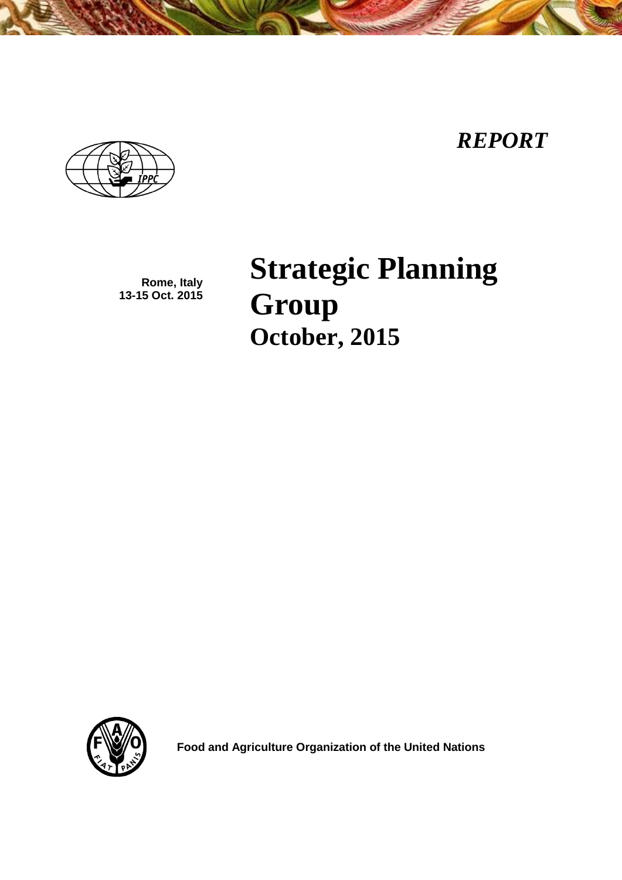*REPORT*

Rome, Italy
13-15 Oct. 2015

# Strategic Planning Group
## October, 2015

**Food and Agriculture Organization of the United Nations**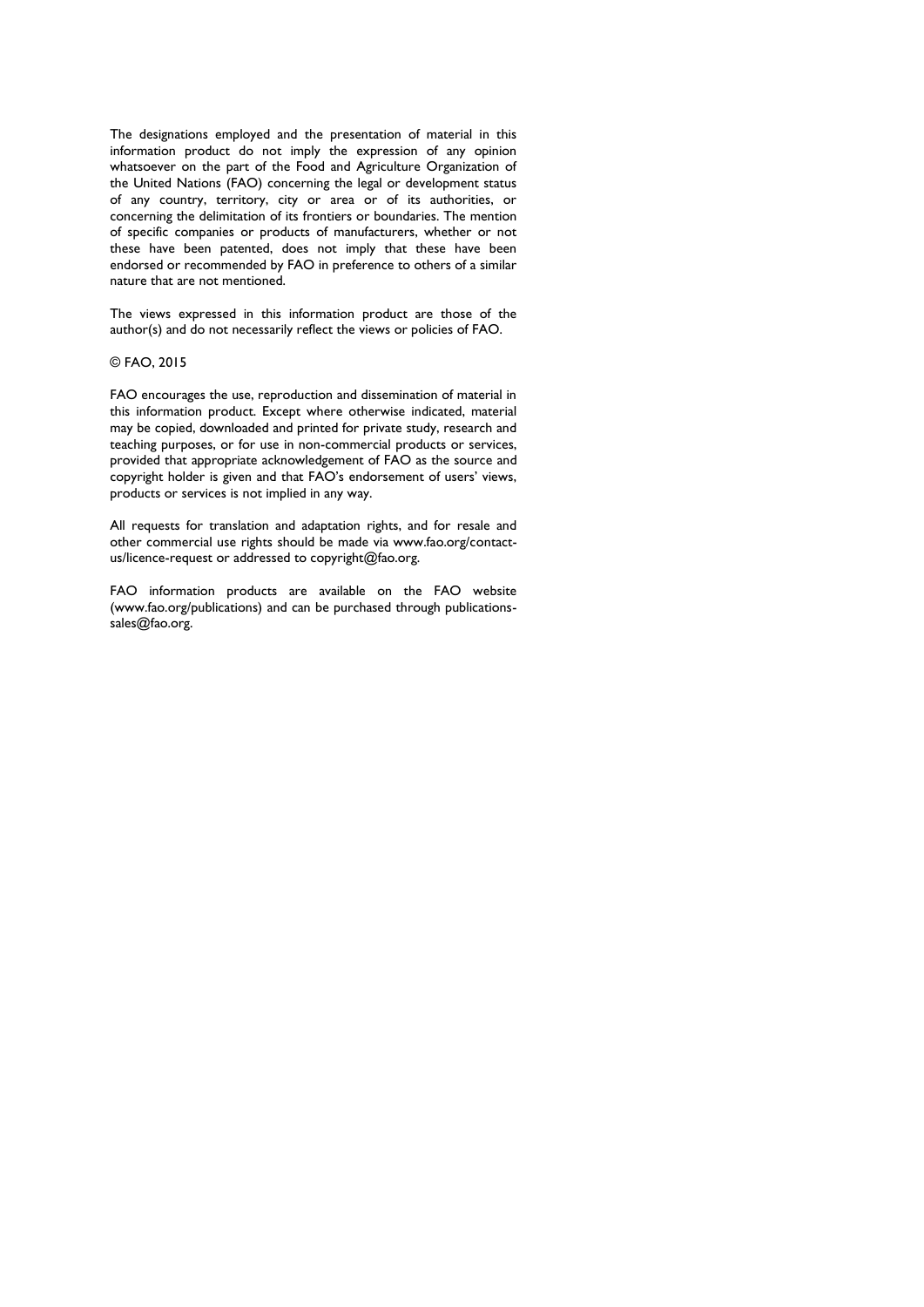The designations employed and the presentation of material in this information product do not imply the expression of any opinion whatsoever on the part of the Food and Agriculture Organization of the United Nations (FAO) concerning the legal or development status of any country, territory, city or area or of its authorities, or concerning the delimitation of its frontiers or boundaries. The mention of specific companies or products of manufacturers, whether or not these have been patented, does not imply that these have been endorsed or recommended by FAO in preference to others of a similar nature that are not mentioned.

The views expressed in this information product are those of the author(s) and do not necessarily reflect the views or policies of FAO.

© FAO, 2015

FAO encourages the use, reproduction and dissemination of material in this information product. Except where otherwise indicated, material may be copied, downloaded and printed for private study, research and teaching purposes, or for use in non-commercial products or services, provided that appropriate acknowledgement of FAO as the source and copyright holder is given and that FAO's endorsement of users' views, products or services is not implied in any way.

All requests for translation and adaptation rights, and for resale and other commercial use rights should be made via www.fao.org/contact-us/licence-request or addressed to copyright@fao.org.

FAO information products are available on the FAO website (www.fao.org/publications) and can be purchased through publications-sales@fao.org.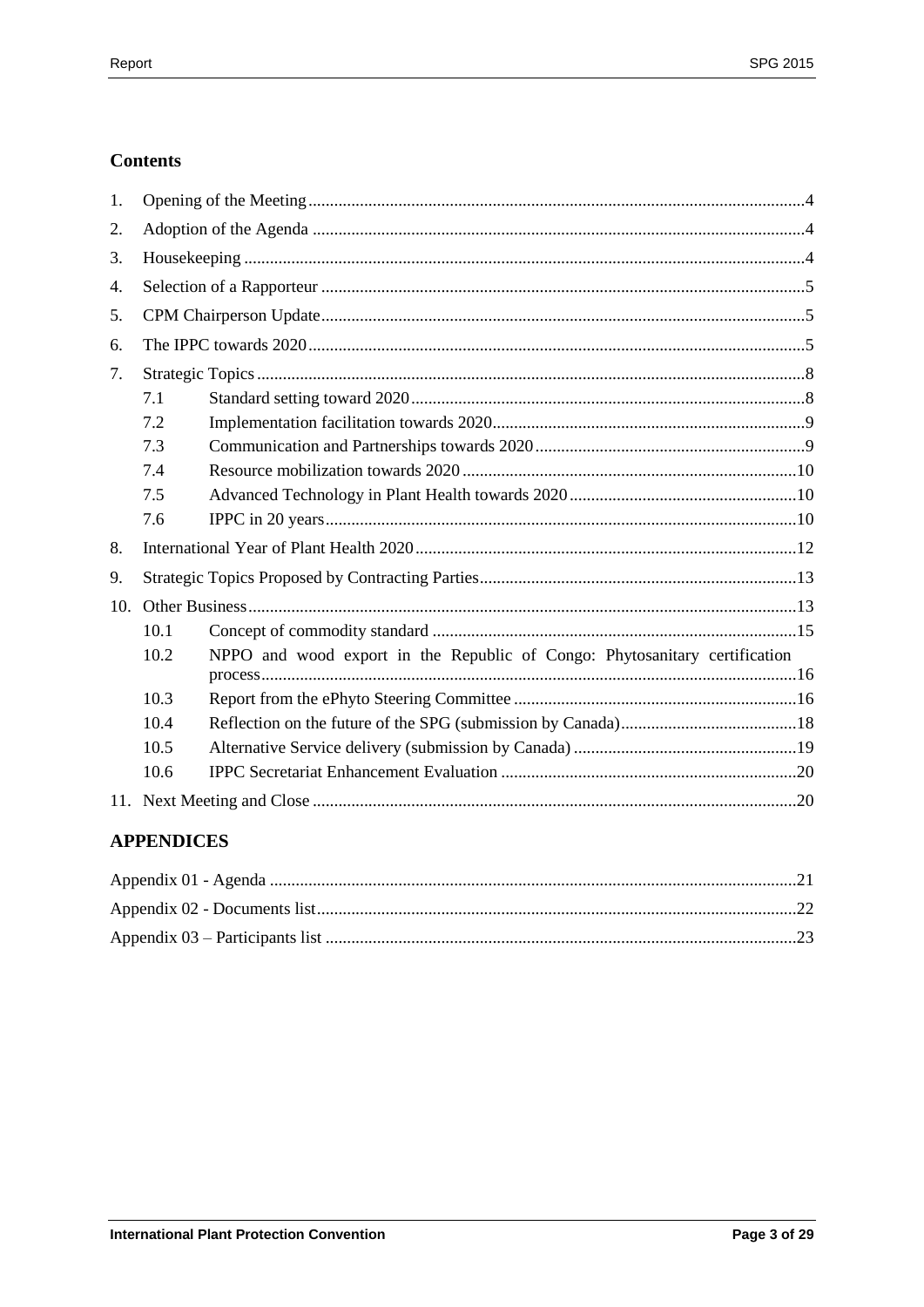## Contents

1. Opening of the Meeting ... 4
2. Adoption of the Agenda ... 4
3. Housekeeping ... 4
4. Selection of a Rapporteur ... 5
5. CPM Chairperson Update ... 5
6. The IPPC towards 2020 ... 5
7. Strategic Topics ... 8
   - 7.1 Standard setting toward 2020 ... 8
   - 7.2 Implementation facilitation towards 2020 ... 9
   - 7.3 Communication and Partnerships towards 2020 ... 9
   - 7.4 Resource mobilization towards 2020 ... 10
   - 7.5 Advanced Technology in Plant Health towards 2020 ... 10
   - 7.6 IPPC in 20 years ... 10
8. International Year of Plant Health 2020 ... 12
9. Strategic Topics Proposed by Contracting Parties ... 13
10. Other Business ... 13
    - 10.1 Concept of commodity standard ... 15
    - 10.2 NPPO and wood export in the Republic of Congo: Phytosanitary certification process ... 16
    - 10.3 Report from the ePhyto Steering Committee ... 16
    - 10.4 Reflection on the future of the SPG (submission by Canada) ... 18
    - 10.5 Alternative Service delivery (submission by Canada) ... 19
    - 10.6 IPPC Secretariat Enhancement Evaluation ... 20
11. Next Meeting and Close ... 20

## APPENDICES

Appendix 01 - Agenda ... 21

Appendix 02 - Documents list ... 22

Appendix 03 – Participants list ... 23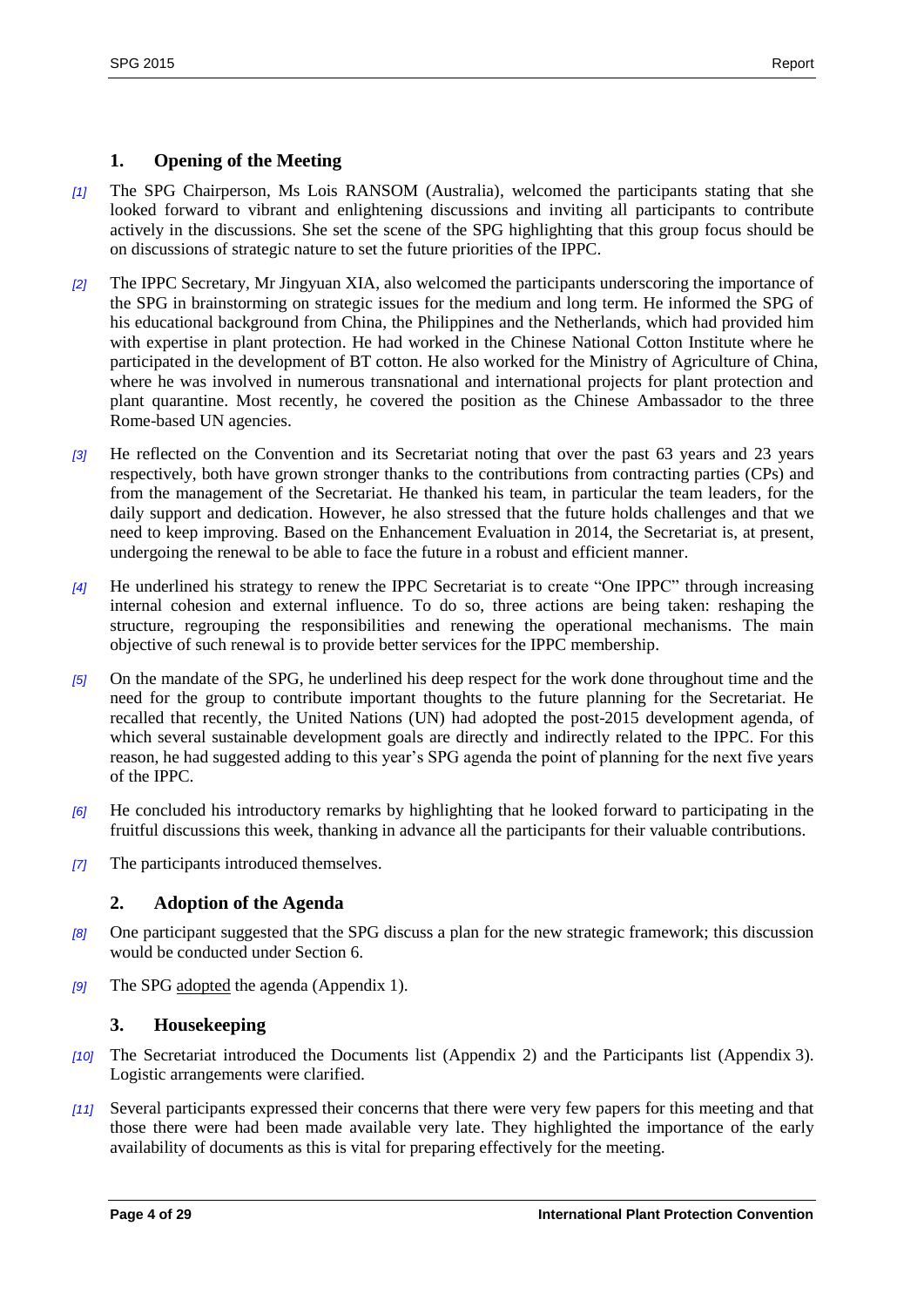## 1. Opening of the Meeting

*[1]* The SPG Chairperson, Ms Lois RANSOM (Australia), welcomed the participants stating that she looked forward to vibrant and enlightening discussions and inviting all participants to contribute actively in the discussions. She set the scene of the SPG highlighting that this group focus should be on discussions of strategic nature to set the future priorities of the IPPC.

*[2]* The IPPC Secretary, Mr Jingyuan XIA, also welcomed the participants underscoring the importance of the SPG in brainstorming on strategic issues for the medium and long term. He informed the SPG of his educational background from China, the Philippines and the Netherlands, which had provided him with expertise in plant protection. He had worked in the Chinese National Cotton Institute where he participated in the development of BT cotton. He also worked for the Ministry of Agriculture of China, where he was involved in numerous transnational and international projects for plant protection and plant quarantine. Most recently, he covered the position as the Chinese Ambassador to the three Rome-based UN agencies.

*[3]* He reflected on the Convention and its Secretariat noting that over the past 63 years and 23 years respectively, both have grown stronger thanks to the contributions from contracting parties (CPs) and from the management of the Secretariat. He thanked his team, in particular the team leaders, for the daily support and dedication. However, he also stressed that the future holds challenges and that we need to keep improving. Based on the Enhancement Evaluation in 2014, the Secretariat is, at present, undergoing the renewal to be able to face the future in a robust and efficient manner.

*[4]* He underlined his strategy to renew the IPPC Secretariat is to create "One IPPC" through increasing internal cohesion and external influence. To do so, three actions are being taken: reshaping the structure, regrouping the responsibilities and renewing the operational mechanisms. The main objective of such renewal is to provide better services for the IPPC membership.

*[5]* On the mandate of the SPG, he underlined his deep respect for the work done throughout time and the need for the group to contribute important thoughts to the future planning for the Secretariat. He recalled that recently, the United Nations (UN) had adopted the post-2015 development agenda, of which several sustainable development goals are directly and indirectly related to the IPPC. For this reason, he had suggested adding to this year's SPG agenda the point of planning for the next five years of the IPPC.

*[6]* He concluded his introductory remarks by highlighting that he looked forward to participating in the fruitful discussions this week, thanking in advance all the participants for their valuable contributions.

*[7]* The participants introduced themselves.

## 2. Adoption of the Agenda

*[8]* One participant suggested that the SPG discuss a plan for the new strategic framework; this discussion would be conducted under Section 6.

*[9]* The SPG adopted the agenda (Appendix 1).

## 3. Housekeeping

*[10]* The Secretariat introduced the Documents list (Appendix 2) and the Participants list (Appendix 3). Logistic arrangements were clarified.

*[11]* Several participants expressed their concerns that there were very few papers for this meeting and that those there were had been made available very late. They highlighted the importance of the early availability of documents as this is vital for preparing effectively for the meeting.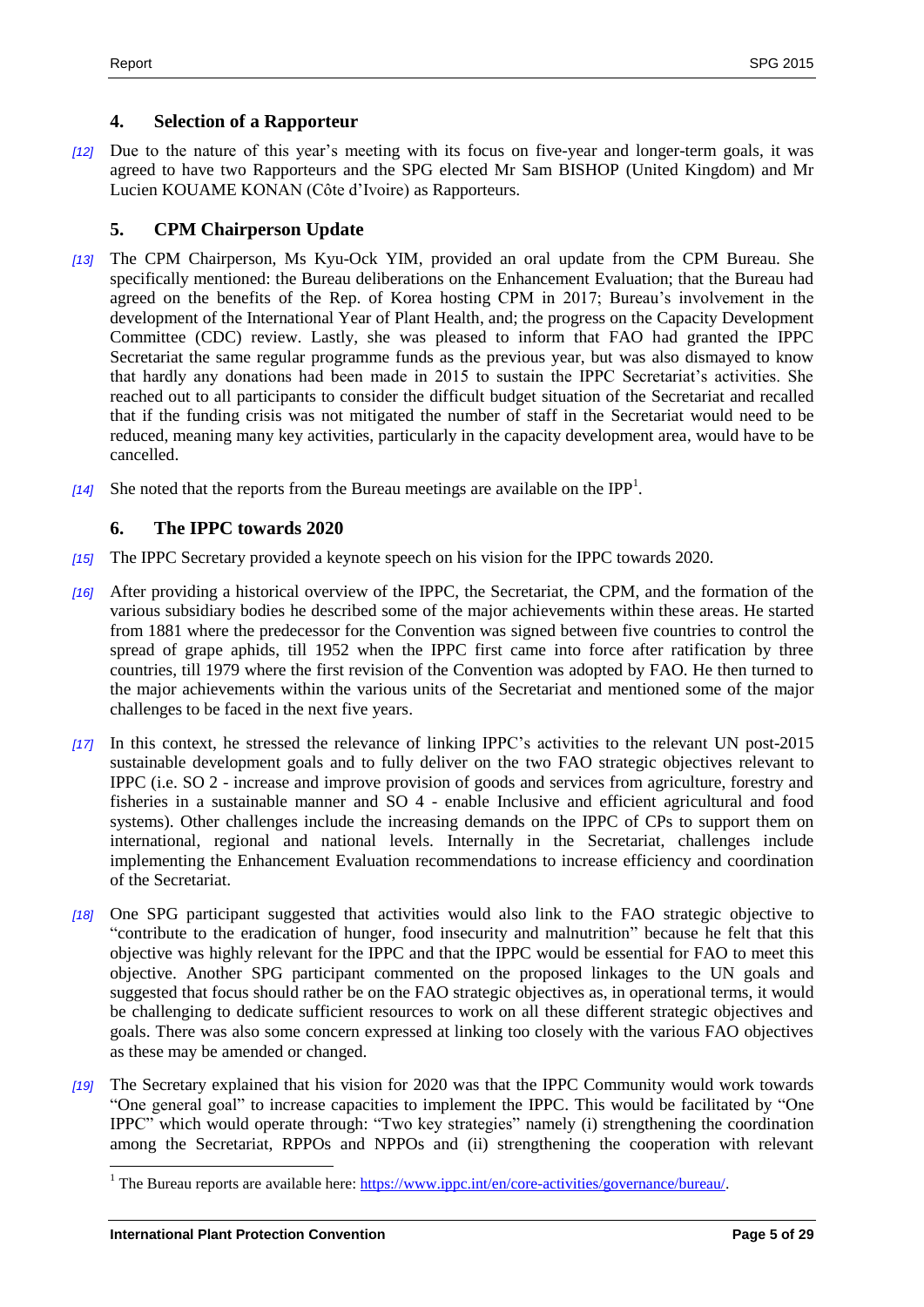## 4. Selection of a Rapporteur

*[12]* Due to the nature of this year's meeting with its focus on five-year and longer-term goals, it was agreed to have two Rapporteurs and the SPG elected Mr Sam BISHOP (United Kingdom) and Mr Lucien KOUAME KONAN (Côte d'Ivoire) as Rapporteurs.

## 5. CPM Chairperson Update

*[13]* The CPM Chairperson, Ms Kyu-Ock YIM, provided an oral update from the CPM Bureau. She specifically mentioned: the Bureau deliberations on the Enhancement Evaluation; that the Bureau had agreed on the benefits of the Rep. of Korea hosting CPM in 2017; Bureau's involvement in the development of the International Year of Plant Health, and; the progress on the Capacity Development Committee (CDC) review. Lastly, she was pleased to inform that FAO had granted the IPPC Secretariat the same regular programme funds as the previous year, but was also dismayed to know that hardly any donations had been made in 2015 to sustain the IPPC Secretariat's activities. She reached out to all participants to consider the difficult budget situation of the Secretariat and recalled that if the funding crisis was not mitigated the number of staff in the Secretariat would need to be reduced, meaning many key activities, particularly in the capacity development area, would have to be cancelled.

*[14]* She noted that the reports from the Bureau meetings are available on the IPP[1].

## 6. The IPPC towards 2020

*[15]* The IPPC Secretary provided a keynote speech on his vision for the IPPC towards 2020.

*[16]* After providing a historical overview of the IPPC, the Secretariat, the CPM, and the formation of the various subsidiary bodies he described some of the major achievements within these areas. He started from 1881 where the predecessor for the Convention was signed between five countries to control the spread of grape aphids, till 1952 when the IPPC first came into force after ratification by three countries, till 1979 where the first revision of the Convention was adopted by FAO. He then turned to the major achievements within the various units of the Secretariat and mentioned some of the major challenges to be faced in the next five years.

*[17]* In this context, he stressed the relevance of linking IPPC's activities to the relevant UN post-2015 sustainable development goals and to fully deliver on the two FAO strategic objectives relevant to IPPC (i.e. SO 2 - increase and improve provision of goods and services from agriculture, forestry and fisheries in a sustainable manner and SO 4 - enable Inclusive and efficient agricultural and food systems). Other challenges include the increasing demands on the IPPC of CPs to support them on international, regional and national levels. Internally in the Secretariat, challenges include implementing the Enhancement Evaluation recommendations to increase efficiency and coordination of the Secretariat.

*[18]* One SPG participant suggested that activities would also link to the FAO strategic objective to "contribute to the eradication of hunger, food insecurity and malnutrition" because he felt that this objective was highly relevant for the IPPC and that the IPPC would be essential for FAO to meet this objective. Another SPG participant commented on the proposed linkages to the UN goals and suggested that focus should rather be on the FAO strategic objectives as, in operational terms, it would be challenging to dedicate sufficient resources to work on all these different strategic objectives and goals. There was also some concern expressed at linking too closely with the various FAO objectives as these may be amended or changed.

*[19]* The Secretary explained that his vision for 2020 was that the IPPC Community would work towards "One general goal" to increase capacities to implement the IPPC. This would be facilitated by "One IPPC" which would operate through: "Two key strategies" namely (i) strengthening the coordination among the Secretariat, RPPOs and NPPOs and (ii) strengthening the cooperation with relevant

---

[1] The Bureau reports are available here: https://www.ippc.int/en/core-activities/governance/bureau/.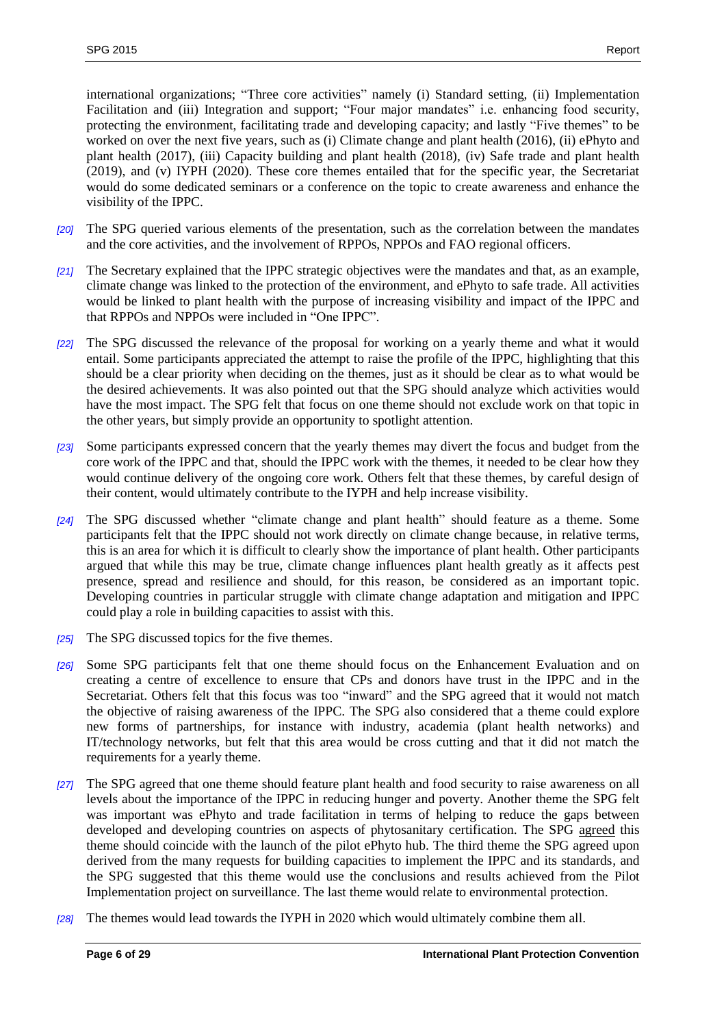international organizations; "Three core activities" namely (i) Standard setting, (ii) Implementation Facilitation and (iii) Integration and support; "Four major mandates" i.e. enhancing food security, protecting the environment, facilitating trade and developing capacity; and lastly "Five themes" to be worked on over the next five years, such as (i) Climate change and plant health (2016), (ii) ePhyto and plant health (2017), (iii) Capacity building and plant health (2018), (iv) Safe trade and plant health (2019), and (v) IYPH (2020). These core themes entailed that for the specific year, the Secretariat would do some dedicated seminars or a conference on the topic to create awareness and enhance the visibility of the IPPC.

*[20]* The SPG queried various elements of the presentation, such as the correlation between the mandates and the core activities, and the involvement of RPPOs, NPPOs and FAO regional officers.

*[21]* The Secretary explained that the IPPC strategic objectives were the mandates and that, as an example, climate change was linked to the protection of the environment, and ePhyto to safe trade. All activities would be linked to plant health with the purpose of increasing visibility and impact of the IPPC and that RPPOs and NPPOs were included in "One IPPC".

*[22]* The SPG discussed the relevance of the proposal for working on a yearly theme and what it would entail. Some participants appreciated the attempt to raise the profile of the IPPC, highlighting that this should be a clear priority when deciding on the themes, just as it should be clear as to what would be the desired achievements. It was also pointed out that the SPG should analyze which activities would have the most impact. The SPG felt that focus on one theme should not exclude work on that topic in the other years, but simply provide an opportunity to spotlight attention.

*[23]* Some participants expressed concern that the yearly themes may divert the focus and budget from the core work of the IPPC and that, should the IPPC work with the themes, it needed to be clear how they would continue delivery of the ongoing core work. Others felt that these themes, by careful design of their content, would ultimately contribute to the IYPH and help increase visibility.

*[24]* The SPG discussed whether "climate change and plant health" should feature as a theme. Some participants felt that the IPPC should not work directly on climate change because, in relative terms, this is an area for which it is difficult to clearly show the importance of plant health. Other participants argued that while this may be true, climate change influences plant health greatly as it affects pest presence, spread and resilience and should, for this reason, be considered as an important topic. Developing countries in particular struggle with climate change adaptation and mitigation and IPPC could play a role in building capacities to assist with this.

*[25]* The SPG discussed topics for the five themes.

*[26]* Some SPG participants felt that one theme should focus on the Enhancement Evaluation and on creating a centre of excellence to ensure that CPs and donors have trust in the IPPC and in the Secretariat. Others felt that this focus was too "inward" and the SPG agreed that it would not match the objective of raising awareness of the IPPC. The SPG also considered that a theme could explore new forms of partnerships, for instance with industry, academia (plant health networks) and IT/technology networks, but felt that this area would be cross cutting and that it did not match the requirements for a yearly theme.

*[27]* The SPG agreed that one theme should feature plant health and food security to raise awareness on all levels about the importance of the IPPC in reducing hunger and poverty. Another theme the SPG felt was important was ePhyto and trade facilitation in terms of helping to reduce the gaps between developed and developing countries on aspects of phytosanitary certification. The SPG agreed this theme should coincide with the launch of the pilot ePhyto hub. The third theme the SPG agreed upon derived from the many requests for building capacities to implement the IPPC and its standards, and the SPG suggested that this theme would use the conclusions and results achieved from the Pilot Implementation project on surveillance. The last theme would relate to environmental protection.

*[28]* The themes would lead towards the IYPH in 2020 which would ultimately combine them all.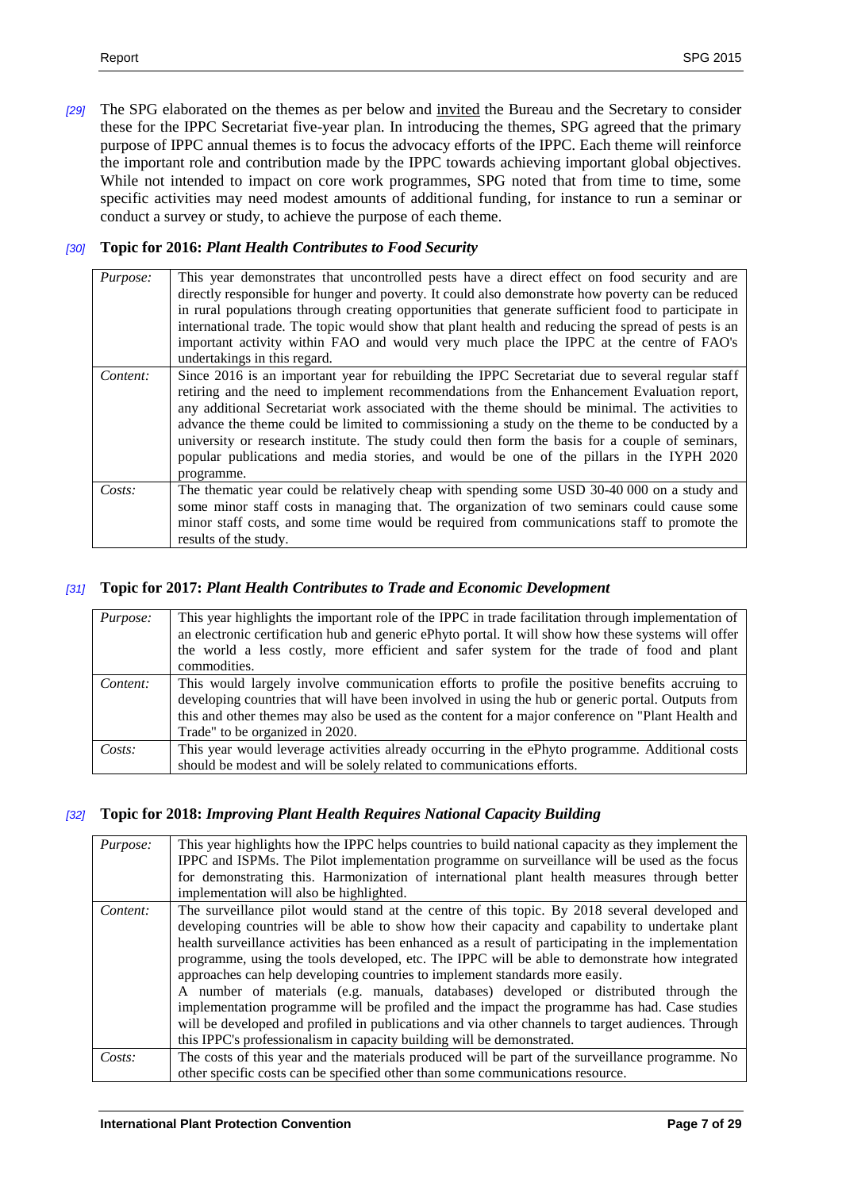*[29]* The SPG elaborated on the themes as per below and invited the Bureau and the Secretary to consider these for the IPPC Secretariat five-year plan. In introducing the themes, SPG agreed that the primary purpose of IPPC annual themes is to focus the advocacy efforts of the IPPC. Each theme will reinforce the important role and contribution made by the IPPC towards achieving important global objectives. While not intended to impact on core work programmes, SPG noted that from time to time, some specific activities may need modest amounts of additional funding, for instance to run a seminar or conduct a survey or study, to achieve the purpose of each theme.

*[30]* **Topic for 2016: *Plant Health Contributes to Food Security***

| | |
|---|---|
| *Purpose:* | This year demonstrates that uncontrolled pests have a direct effect on food security and are directly responsible for hunger and poverty. It could also demonstrate how poverty can be reduced in rural populations through creating opportunities that generate sufficient food to participate in international trade. The topic would show that plant health and reducing the spread of pests is an important activity within FAO and would very much place the IPPC at the centre of FAO's undertakings in this regard. |
| *Content:* | Since 2016 is an important year for rebuilding the IPPC Secretariat due to several regular staff retiring and the need to implement recommendations from the Enhancement Evaluation report, any additional Secretariat work associated with the theme should be minimal. The activities to advance the theme could be limited to commissioning a study on the theme to be conducted by a university or research institute. The study could then form the basis for a couple of seminars, popular publications and media stories, and would be one of the pillars in the IYPH 2020 programme. |
| *Costs:* | The thematic year could be relatively cheap with spending some USD 30-40 000 on a study and some minor staff costs in managing that. The organization of two seminars could cause some minor staff costs, and some time would be required from communications staff to promote the results of the study. |

*[31]* **Topic for 2017: *Plant Health Contributes to Trade and Economic Development***

| | |
|---|---|
| *Purpose:* | This year highlights the important role of the IPPC in trade facilitation through implementation of an electronic certification hub and generic ePhyto portal. It will show how these systems will offer the world a less costly, more efficient and safer system for the trade of food and plant commodities. |
| *Content:* | This would largely involve communication efforts to profile the positive benefits accruing to developing countries that will have been involved in using the hub or generic portal. Outputs from this and other themes may also be used as the content for a major conference on "Plant Health and Trade" to be organized in 2020. |
| *Costs:* | This year would leverage activities already occurring in the ePhyto programme. Additional costs should be modest and will be solely related to communications efforts. |

*[32]* **Topic for 2018: *Improving Plant Health Requires National Capacity Building***

| | |
|---|---|
| *Purpose:* | This year highlights how the IPPC helps countries to build national capacity as they implement the IPPC and ISPMs. The Pilot implementation programme on surveillance will be used as the focus for demonstrating this. Harmonization of international plant health measures through better implementation will also be highlighted. |
| *Content:* | The surveillance pilot would stand at the centre of this topic. By 2018 several developed and developing countries will be able to show how their capacity and capability to undertake plant health surveillance activities has been enhanced as a result of participating in the implementation programme, using the tools developed, etc. The IPPC will be able to demonstrate how integrated approaches can help developing countries to implement standards more easily.<br>A number of materials (e.g. manuals, databases) developed or distributed through the implementation programme will be profiled and the impact the programme has had. Case studies will be developed and profiled in publications and via other channels to target audiences. Through this IPPC's professionalism in capacity building will be demonstrated. |
| *Costs:* | The costs of this year and the materials produced will be part of the surveillance programme. No other specific costs can be specified other than some communications resource. |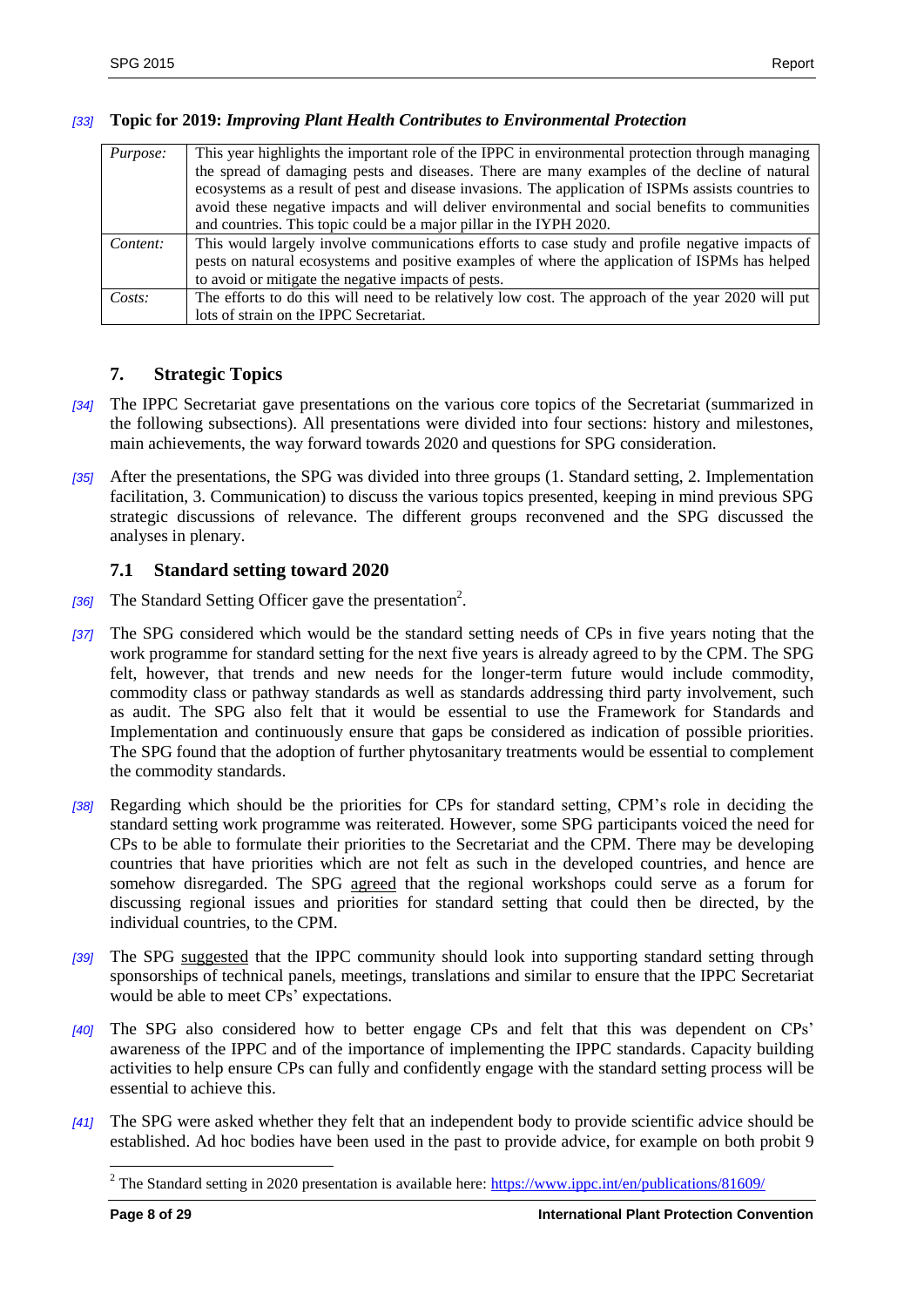*[33]* **Topic for 2019:** ***Improving Plant Health Contributes to Environmental Protection***

| | |
|---|---|
| *Purpose:* | This year highlights the important role of the IPPC in environmental protection through managing the spread of damaging pests and diseases. There are many examples of the decline of natural ecosystems as a result of pest and disease invasions. The application of ISPMs assists countries to avoid these negative impacts and will deliver environmental and social benefits to communities and countries. This topic could be a major pillar in the IYPH 2020. |
| *Content:* | This would largely involve communications efforts to case study and profile negative impacts of pests on natural ecosystems and positive examples of where the application of ISPMs has helped to avoid or mitigate the negative impacts of pests. |
| *Costs:* | The efforts to do this will need to be relatively low cost. The approach of the year 2020 will put lots of strain on the IPPC Secretariat. |

## 7. Strategic Topics

*[34]* The IPPC Secretariat gave presentations on the various core topics of the Secretariat (summarized in the following subsections). All presentations were divided into four sections: history and milestones, main achievements, the way forward towards 2020 and questions for SPG consideration.

*[35]* After the presentations, the SPG was divided into three groups (1. Standard setting, 2. Implementation facilitation, 3. Communication) to discuss the various topics presented, keeping in mind previous SPG strategic discussions of relevance. The different groups reconvened and the SPG discussed the analyses in plenary.

### 7.1 Standard setting toward 2020

*[36]* The Standard Setting Officer gave the presentation[2].

*[37]* The SPG considered which would be the standard setting needs of CPs in five years noting that the work programme for standard setting for the next five years is already agreed to by the CPM. The SPG felt, however, that trends and new needs for the longer-term future would include commodity, commodity class or pathway standards as well as standards addressing third party involvement, such as audit. The SPG also felt that it would be essential to use the Framework for Standards and Implementation and continuously ensure that gaps be considered as indication of possible priorities. The SPG found that the adoption of further phytosanitary treatments would be essential to complement the commodity standards.

*[38]* Regarding which should be the priorities for CPs for standard setting, CPM's role in deciding the standard setting work programme was reiterated. However, some SPG participants voiced the need for CPs to be able to formulate their priorities to the Secretariat and the CPM. There may be developing countries that have priorities which are not felt as such in the developed countries, and hence are somehow disregarded. The SPG agreed that the regional workshops could serve as a forum for discussing regional issues and priorities for standard setting that could then be directed, by the individual countries, to the CPM.

*[39]* The SPG suggested that the IPPC community should look into supporting standard setting through sponsorships of technical panels, meetings, translations and similar to ensure that the IPPC Secretariat would be able to meet CPs' expectations.

*[40]* The SPG also considered how to better engage CPs and felt that this was dependent on CPs' awareness of the IPPC and of the importance of implementing the IPPC standards. Capacity building activities to help ensure CPs can fully and confidently engage with the standard setting process will be essential to achieve this.

*[41]* The SPG were asked whether they felt that an independent body to provide scientific advice should be established. Ad hoc bodies have been used in the past to provide advice, for example on both probit 9

[2] The Standard setting in 2020 presentation is available here: https://www.ippc.int/en/publications/81609/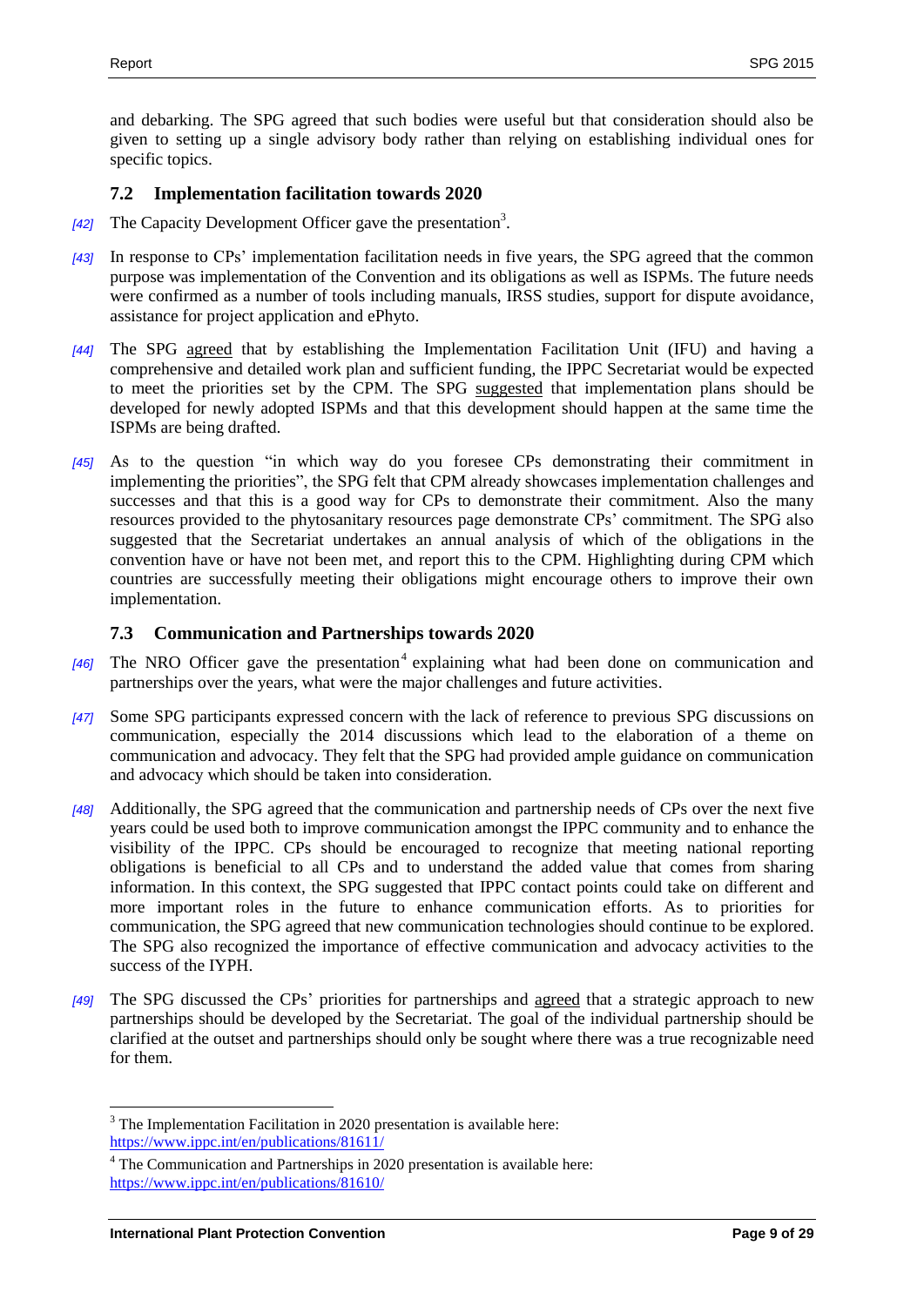and debarking. The SPG agreed that such bodies were useful but that consideration should also be given to setting up a single advisory body rather than relying on establishing individual ones for specific topics.

## 7.2 Implementation facilitation towards 2020

*[42]* The Capacity Development Officer gave the presentation[3].

*[43]* In response to CPs' implementation facilitation needs in five years, the SPG agreed that the common purpose was implementation of the Convention and its obligations as well as ISPMs. The future needs were confirmed as a number of tools including manuals, IRSS studies, support for dispute avoidance, assistance for project application and ePhyto.

*[44]* The SPG agreed that by establishing the Implementation Facilitation Unit (IFU) and having a comprehensive and detailed work plan and sufficient funding, the IPPC Secretariat would be expected to meet the priorities set by the CPM. The SPG suggested that implementation plans should be developed for newly adopted ISPMs and that this development should happen at the same time the ISPMs are being drafted.

*[45]* As to the question "in which way do you foresee CPs demonstrating their commitment in implementing the priorities", the SPG felt that CPM already showcases implementation challenges and successes and that this is a good way for CPs to demonstrate their commitment. Also the many resources provided to the phytosanitary resources page demonstrate CPs' commitment. The SPG also suggested that the Secretariat undertakes an annual analysis of which of the obligations in the convention have or have not been met, and report this to the CPM. Highlighting during CPM which countries are successfully meeting their obligations might encourage others to improve their own implementation.

## 7.3 Communication and Partnerships towards 2020

*[46]* The NRO Officer gave the presentation[4] explaining what had been done on communication and partnerships over the years, what were the major challenges and future activities.

*[47]* Some SPG participants expressed concern with the lack of reference to previous SPG discussions on communication, especially the 2014 discussions which lead to the elaboration of a theme on communication and advocacy. They felt that the SPG had provided ample guidance on communication and advocacy which should be taken into consideration.

*[48]* Additionally, the SPG agreed that the communication and partnership needs of CPs over the next five years could be used both to improve communication amongst the IPPC community and to enhance the visibility of the IPPC. CPs should be encouraged to recognize that meeting national reporting obligations is beneficial to all CPs and to understand the added value that comes from sharing information. In this context, the SPG suggested that IPPC contact points could take on different and more important roles in the future to enhance communication efforts. As to priorities for communication, the SPG agreed that new communication technologies should continue to be explored. The SPG also recognized the importance of effective communication and advocacy activities to the success of the IYPH.

*[49]* The SPG discussed the CPs' priorities for partnerships and agreed that a strategic approach to new partnerships should be developed by the Secretariat. The goal of the individual partnership should be clarified at the outset and partnerships should only be sought where there was a true recognizable need for them.

---

[3] The Implementation Facilitation in 2020 presentation is available here: https://www.ippc.int/en/publications/81611/

[4] The Communication and Partnerships in 2020 presentation is available here: https://www.ippc.int/en/publications/81610/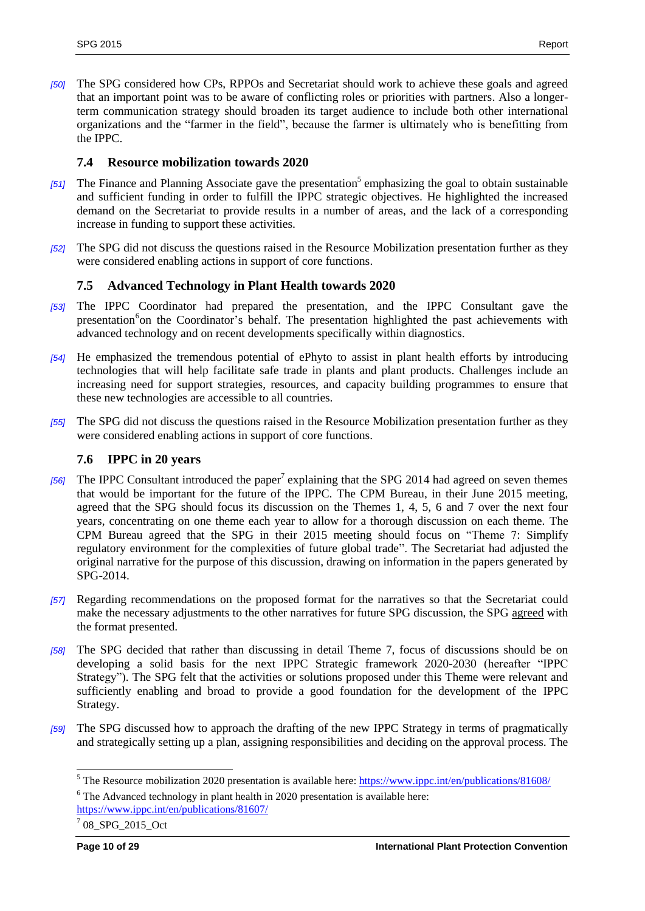*[50]* The SPG considered how CPs, RPPOs and Secretariat should work to achieve these goals and agreed that an important point was to be aware of conflicting roles or priorities with partners. Also a longer-term communication strategy should broaden its target audience to include both other international organizations and the "farmer in the field", because the farmer is ultimately who is benefitting from the IPPC.

### 7.4 Resource mobilization towards 2020

*[51]* The Finance and Planning Associate gave the presentation[5] emphasizing the goal to obtain sustainable and sufficient funding in order to fulfill the IPPC strategic objectives. He highlighted the increased demand on the Secretariat to provide results in a number of areas, and the lack of a corresponding increase in funding to support these activities.

*[52]* The SPG did not discuss the questions raised in the Resource Mobilization presentation further as they were considered enabling actions in support of core functions.

### 7.5 Advanced Technology in Plant Health towards 2020

*[53]* The IPPC Coordinator had prepared the presentation, and the IPPC Consultant gave the presentation[6] on the Coordinator's behalf. The presentation highlighted the past achievements with advanced technology and on recent developments specifically within diagnostics.

*[54]* He emphasized the tremendous potential of ePhyto to assist in plant health efforts by introducing technologies that will help facilitate safe trade in plants and plant products. Challenges include an increasing need for support strategies, resources, and capacity building programmes to ensure that these new technologies are accessible to all countries.

*[55]* The SPG did not discuss the questions raised in the Resource Mobilization presentation further as they were considered enabling actions in support of core functions.

### 7.6 IPPC in 20 years

*[56]* The IPPC Consultant introduced the paper[7] explaining that the SPG 2014 had agreed on seven themes that would be important for the future of the IPPC. The CPM Bureau, in their June 2015 meeting, agreed that the SPG should focus its discussion on the Themes 1, 4, 5, 6 and 7 over the next four years, concentrating on one theme each year to allow for a thorough discussion on each theme. The CPM Bureau agreed that the SPG in their 2015 meeting should focus on "Theme 7: Simplify regulatory environment for the complexities of future global trade". The Secretariat had adjusted the original narrative for the purpose of this discussion, drawing on information in the papers generated by SPG-2014.

*[57]* Regarding recommendations on the proposed format for the narratives so that the Secretariat could make the necessary adjustments to the other narratives for future SPG discussion, the SPG agreed with the format presented.

*[58]* The SPG decided that rather than discussing in detail Theme 7, focus of discussions should be on developing a solid basis for the next IPPC Strategic framework 2020-2030 (hereafter "IPPC Strategy"). The SPG felt that the activities or solutions proposed under this Theme were relevant and sufficiently enabling and broad to provide a good foundation for the development of the IPPC Strategy.

*[59]* The SPG discussed how to approach the drafting of the new IPPC Strategy in terms of pragmatically and strategically setting up a plan, assigning responsibilities and deciding on the approval process. The

---

[5] The Resource mobilization 2020 presentation is available here: https://www.ippc.int/en/publications/81608/

[6] The Advanced technology in plant health in 2020 presentation is available here: https://www.ippc.int/en/publications/81607/

[7] 08_SPG_2015_Oct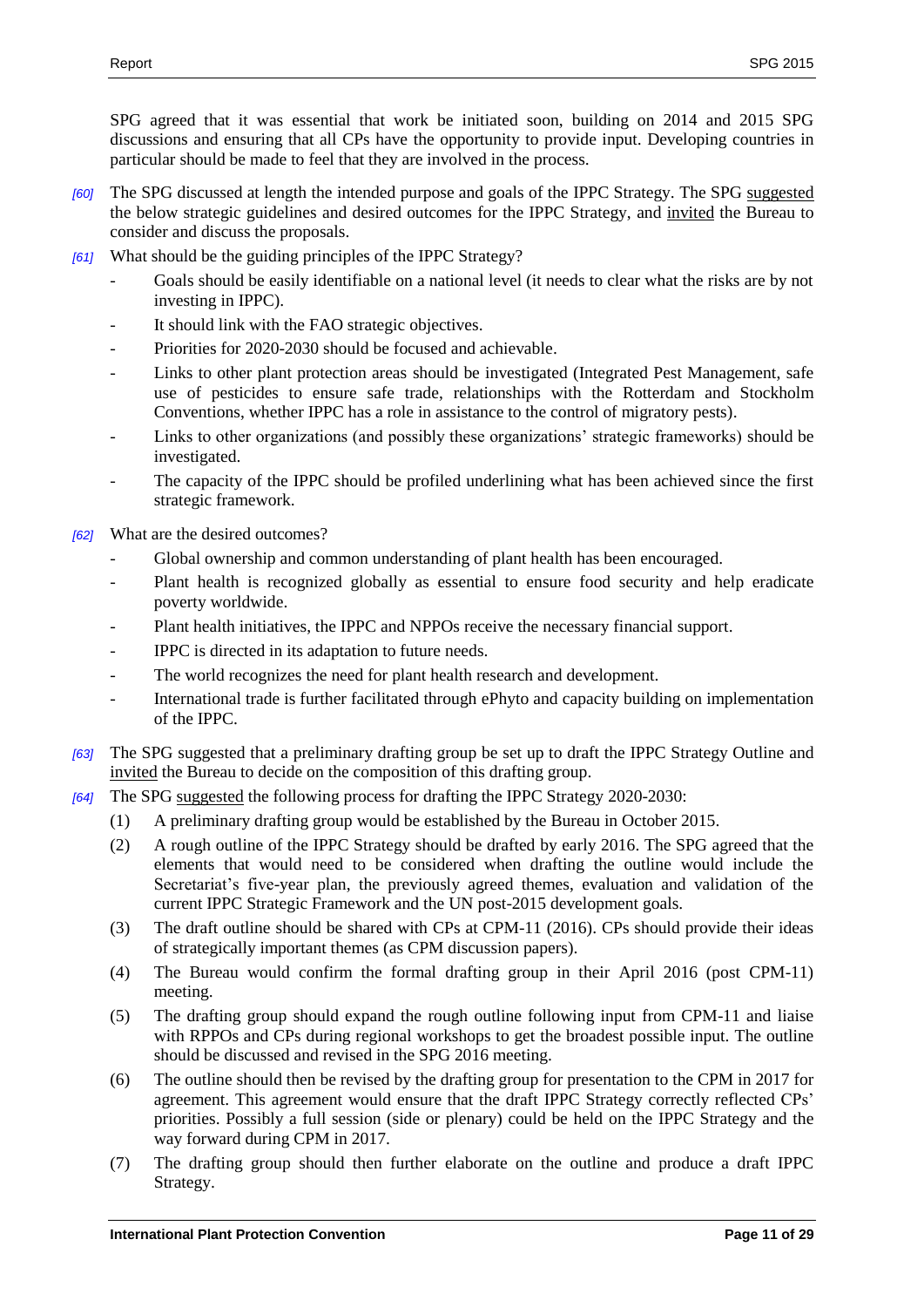SPG agreed that it was essential that work be initiated soon, building on 2014 and 2015 SPG discussions and ensuring that all CPs have the opportunity to provide input. Developing countries in particular should be made to feel that they are involved in the process.

*[60]* The SPG discussed at length the intended purpose and goals of the IPPC Strategy. The SPG suggested the below strategic guidelines and desired outcomes for the IPPC Strategy, and invited the Bureau to consider and discuss the proposals.

*[61]* What should be the guiding principles of the IPPC Strategy?

- Goals should be easily identifiable on a national level (it needs to clear what the risks are by not investing in IPPC).
- It should link with the FAO strategic objectives.
- Priorities for 2020-2030 should be focused and achievable.
- Links to other plant protection areas should be investigated (Integrated Pest Management, safe use of pesticides to ensure safe trade, relationships with the Rotterdam and Stockholm Conventions, whether IPPC has a role in assistance to the control of migratory pests).
- Links to other organizations (and possibly these organizations' strategic frameworks) should be investigated.
- The capacity of the IPPC should be profiled underlining what has been achieved since the first strategic framework.

*[62]* What are the desired outcomes?

- Global ownership and common understanding of plant health has been encouraged.
- Plant health is recognized globally as essential to ensure food security and help eradicate poverty worldwide.
- Plant health initiatives, the IPPC and NPPOs receive the necessary financial support.
- IPPC is directed in its adaptation to future needs.
- The world recognizes the need for plant health research and development.
- International trade is further facilitated through ePhyto and capacity building on implementation of the IPPC.

*[63]* The SPG suggested that a preliminary drafting group be set up to draft the IPPC Strategy Outline and invited the Bureau to decide on the composition of this drafting group.

*[64]* The SPG suggested the following process for drafting the IPPC Strategy 2020-2030:

(1) A preliminary drafting group would be established by the Bureau in October 2015.

(2) A rough outline of the IPPC Strategy should be drafted by early 2016. The SPG agreed that the elements that would need to be considered when drafting the outline would include the Secretariat's five-year plan, the previously agreed themes, evaluation and validation of the current IPPC Strategic Framework and the UN post-2015 development goals.

(3) The draft outline should be shared with CPs at CPM-11 (2016). CPs should provide their ideas of strategically important themes (as CPM discussion papers).

(4) The Bureau would confirm the formal drafting group in their April 2016 (post CPM-11) meeting.

(5) The drafting group should expand the rough outline following input from CPM-11 and liaise with RPPOs and CPs during regional workshops to get the broadest possible input. The outline should be discussed and revised in the SPG 2016 meeting.

(6) The outline should then be revised by the drafting group for presentation to the CPM in 2017 for agreement. This agreement would ensure that the draft IPPC Strategy correctly reflected CPs' priorities. Possibly a full session (side or plenary) could be held on the IPPC Strategy and the way forward during CPM in 2017.

(7) The drafting group should then further elaborate on the outline and produce a draft IPPC Strategy.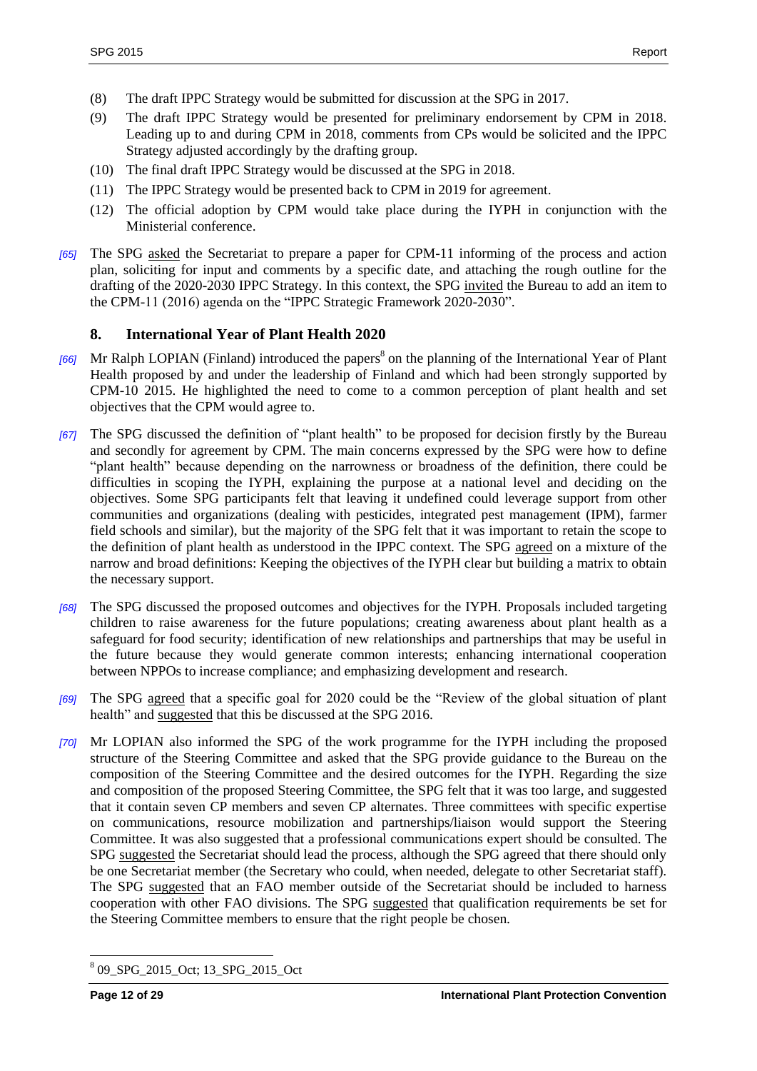(8) The draft IPPC Strategy would be submitted for discussion at the SPG in 2017.

(9) The draft IPPC Strategy would be presented for preliminary endorsement by CPM in 2018. Leading up to and during CPM in 2018, comments from CPs would be solicited and the IPPC Strategy adjusted accordingly by the drafting group.

(10) The final draft IPPC Strategy would be discussed at the SPG in 2018.

(11) The IPPC Strategy would be presented back to CPM in 2019 for agreement.

(12) The official adoption by CPM would take place during the IYPH in conjunction with the Ministerial conference.

*[65]* The SPG asked the Secretariat to prepare a paper for CPM-11 informing of the process and action plan, soliciting for input and comments by a specific date, and attaching the rough outline for the drafting of the 2020-2030 IPPC Strategy. In this context, the SPG invited the Bureau to add an item to the CPM-11 (2016) agenda on the "IPPC Strategic Framework 2020-2030".

## 8. International Year of Plant Health 2020

*[66]* Mr Ralph LOPIAN (Finland) introduced the papers[8] on the planning of the International Year of Plant Health proposed by and under the leadership of Finland and which had been strongly supported by CPM-10 2015. He highlighted the need to come to a common perception of plant health and set objectives that the CPM would agree to.

*[67]* The SPG discussed the definition of "plant health" to be proposed for decision firstly by the Bureau and secondly for agreement by CPM. The main concerns expressed by the SPG were how to define "plant health" because depending on the narrowness or broadness of the definition, there could be difficulties in scoping the IYPH, explaining the purpose at a national level and deciding on the objectives. Some SPG participants felt that leaving it undefined could leverage support from other communities and organizations (dealing with pesticides, integrated pest management (IPM), farmer field schools and similar), but the majority of the SPG felt that it was important to retain the scope to the definition of plant health as understood in the IPPC context. The SPG agreed on a mixture of the narrow and broad definitions: Keeping the objectives of the IYPH clear but building a matrix to obtain the necessary support.

*[68]* The SPG discussed the proposed outcomes and objectives for the IYPH. Proposals included targeting children to raise awareness for the future populations; creating awareness about plant health as a safeguard for food security; identification of new relationships and partnerships that may be useful in the future because they would generate common interests; enhancing international cooperation between NPPOs to increase compliance; and emphasizing development and research.

*[69]* The SPG agreed that a specific goal for 2020 could be the "Review of the global situation of plant health" and suggested that this be discussed at the SPG 2016.

*[70]* Mr LOPIAN also informed the SPG of the work programme for the IYPH including the proposed structure of the Steering Committee and asked that the SPG provide guidance to the Bureau on the composition of the Steering Committee and the desired outcomes for the IYPH. Regarding the size and composition of the proposed Steering Committee, the SPG felt that it was too large, and suggested that it contain seven CP members and seven CP alternates. Three committees with specific expertise on communications, resource mobilization and partnerships/liaison would support the Steering Committee. It was also suggested that a professional communications expert should be consulted. The SPG suggested the Secretariat should lead the process, although the SPG agreed that there should only be one Secretariat member (the Secretary who could, when needed, delegate to other Secretariat staff). The SPG suggested that an FAO member outside of the Secretariat should be included to harness cooperation with other FAO divisions. The SPG suggested that qualification requirements be set for the Steering Committee members to ensure that the right people be chosen.

---

[8] 09_SPG_2015_Oct; 13_SPG_2015_Oct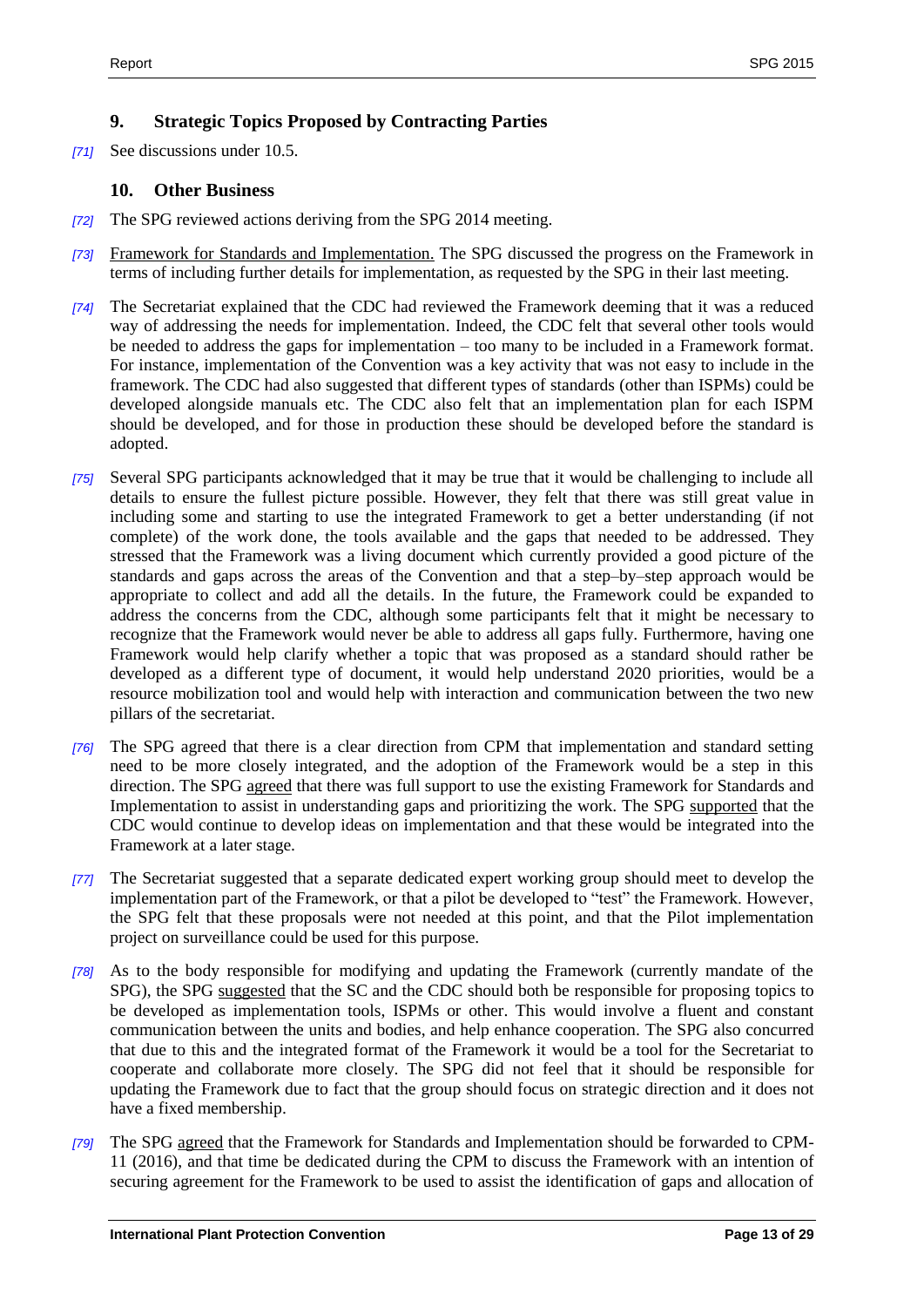## 9. Strategic Topics Proposed by Contracting Parties

*[71]* See discussions under 10.5.

## 10. Other Business

*[72]* The SPG reviewed actions deriving from the SPG 2014 meeting.

*[73]* Framework for Standards and Implementation. The SPG discussed the progress on the Framework in terms of including further details for implementation, as requested by the SPG in their last meeting.

*[74]* The Secretariat explained that the CDC had reviewed the Framework deeming that it was a reduced way of addressing the needs for implementation. Indeed, the CDC felt that several other tools would be needed to address the gaps for implementation – too many to be included in a Framework format. For instance, implementation of the Convention was a key activity that was not easy to include in the framework. The CDC had also suggested that different types of standards (other than ISPMs) could be developed alongside manuals etc. The CDC also felt that an implementation plan for each ISPM should be developed, and for those in production these should be developed before the standard is adopted.

*[75]* Several SPG participants acknowledged that it may be true that it would be challenging to include all details to ensure the fullest picture possible. However, they felt that there was still great value in including some and starting to use the integrated Framework to get a better understanding (if not complete) of the work done, the tools available and the gaps that needed to be addressed. They stressed that the Framework was a living document which currently provided a good picture of the standards and gaps across the areas of the Convention and that a step–by–step approach would be appropriate to collect and add all the details. In the future, the Framework could be expanded to address the concerns from the CDC, although some participants felt that it might be necessary to recognize that the Framework would never be able to address all gaps fully. Furthermore, having one Framework would help clarify whether a topic that was proposed as a standard should rather be developed as a different type of document, it would help understand 2020 priorities, would be a resource mobilization tool and would help with interaction and communication between the two new pillars of the secretariat.

*[76]* The SPG agreed that there is a clear direction from CPM that implementation and standard setting need to be more closely integrated, and the adoption of the Framework would be a step in this direction. The SPG agreed that there was full support to use the existing Framework for Standards and Implementation to assist in understanding gaps and prioritizing the work. The SPG supported that the CDC would continue to develop ideas on implementation and that these would be integrated into the Framework at a later stage.

*[77]* The Secretariat suggested that a separate dedicated expert working group should meet to develop the implementation part of the Framework, or that a pilot be developed to "test" the Framework. However, the SPG felt that these proposals were not needed at this point, and that the Pilot implementation project on surveillance could be used for this purpose.

*[78]* As to the body responsible for modifying and updating the Framework (currently mandate of the SPG), the SPG suggested that the SC and the CDC should both be responsible for proposing topics to be developed as implementation tools, ISPMs or other. This would involve a fluent and constant communication between the units and bodies, and help enhance cooperation. The SPG also concurred that due to this and the integrated format of the Framework it would be a tool for the Secretariat to cooperate and collaborate more closely. The SPG did not feel that it should be responsible for updating the Framework due to fact that the group should focus on strategic direction and it does not have a fixed membership.

*[79]* The SPG agreed that the Framework for Standards and Implementation should be forwarded to CPM-11 (2016), and that time be dedicated during the CPM to discuss the Framework with an intention of securing agreement for the Framework to be used to assist the identification of gaps and allocation of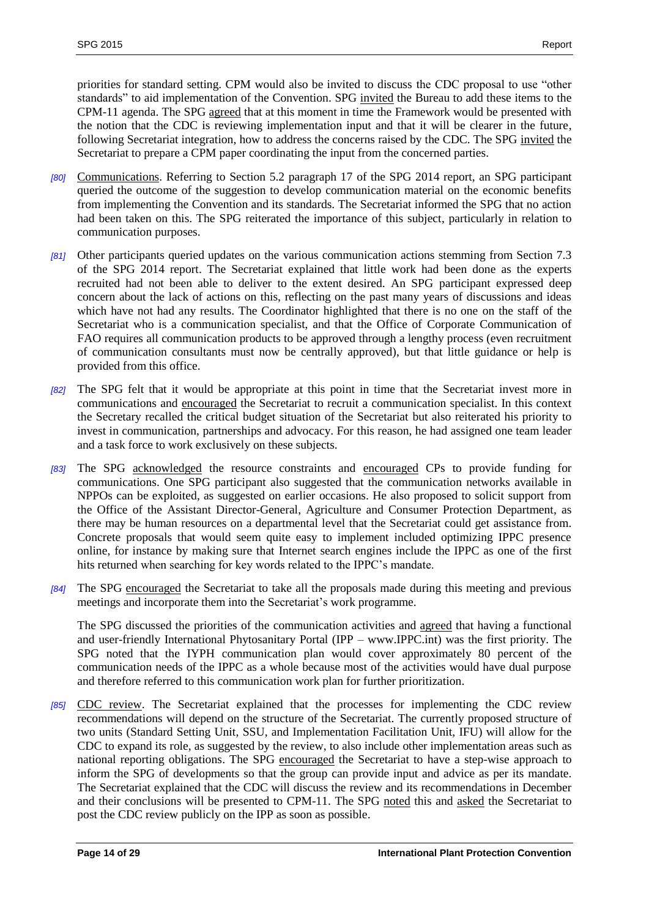priorities for standard setting. CPM would also be invited to discuss the CDC proposal to use "other standards" to aid implementation of the Convention. SPG invited the Bureau to add these items to the CPM-11 agenda. The SPG agreed that at this moment in time the Framework would be presented with the notion that the CDC is reviewing implementation input and that it will be clearer in the future, following Secretariat integration, how to address the concerns raised by the CDC. The SPG invited the Secretariat to prepare a CPM paper coordinating the input from the concerned parties.

*[80]* Communications. Referring to Section 5.2 paragraph 17 of the SPG 2014 report, an SPG participant queried the outcome of the suggestion to develop communication material on the economic benefits from implementing the Convention and its standards. The Secretariat informed the SPG that no action had been taken on this. The SPG reiterated the importance of this subject, particularly in relation to communication purposes.

*[81]* Other participants queried updates on the various communication actions stemming from Section 7.3 of the SPG 2014 report. The Secretariat explained that little work had been done as the experts recruited had not been able to deliver to the extent desired. An SPG participant expressed deep concern about the lack of actions on this, reflecting on the past many years of discussions and ideas which have not had any results. The Coordinator highlighted that there is no one on the staff of the Secretariat who is a communication specialist, and that the Office of Corporate Communication of FAO requires all communication products to be approved through a lengthy process (even recruitment of communication consultants must now be centrally approved), but that little guidance or help is provided from this office.

*[82]* The SPG felt that it would be appropriate at this point in time that the Secretariat invest more in communications and encouraged the Secretariat to recruit a communication specialist. In this context the Secretary recalled the critical budget situation of the Secretariat but also reiterated his priority to invest in communication, partnerships and advocacy. For this reason, he had assigned one team leader and a task force to work exclusively on these subjects.

*[83]* The SPG acknowledged the resource constraints and encouraged CPs to provide funding for communications. One SPG participant also suggested that the communication networks available in NPPOs can be exploited, as suggested on earlier occasions. He also proposed to solicit support from the Office of the Assistant Director-General, Agriculture and Consumer Protection Department, as there may be human resources on a departmental level that the Secretariat could get assistance from. Concrete proposals that would seem quite easy to implement included optimizing IPPC presence online, for instance by making sure that Internet search engines include the IPPC as one of the first hits returned when searching for key words related to the IPPC's mandate.

*[84]* The SPG encouraged the Secretariat to take all the proposals made during this meeting and previous meetings and incorporate them into the Secretariat's work programme.

The SPG discussed the priorities of the communication activities and agreed that having a functional and user-friendly International Phytosanitary Portal (IPP – www.IPPC.int) was the first priority. The SPG noted that the IYPH communication plan would cover approximately 80 percent of the communication needs of the IPPC as a whole because most of the activities would have dual purpose and therefore referred to this communication work plan for further prioritization.

*[85]* CDC review. The Secretariat explained that the processes for implementing the CDC review recommendations will depend on the structure of the Secretariat. The currently proposed structure of two units (Standard Setting Unit, SSU, and Implementation Facilitation Unit, IFU) will allow for the CDC to expand its role, as suggested by the review, to also include other implementation areas such as national reporting obligations. The SPG encouraged the Secretariat to have a step-wise approach to inform the SPG of developments so that the group can provide input and advice as per its mandate. The Secretariat explained that the CDC will discuss the review and its recommendations in December and their conclusions will be presented to CPM-11. The SPG noted this and asked the Secretariat to post the CDC review publicly on the IPP as soon as possible.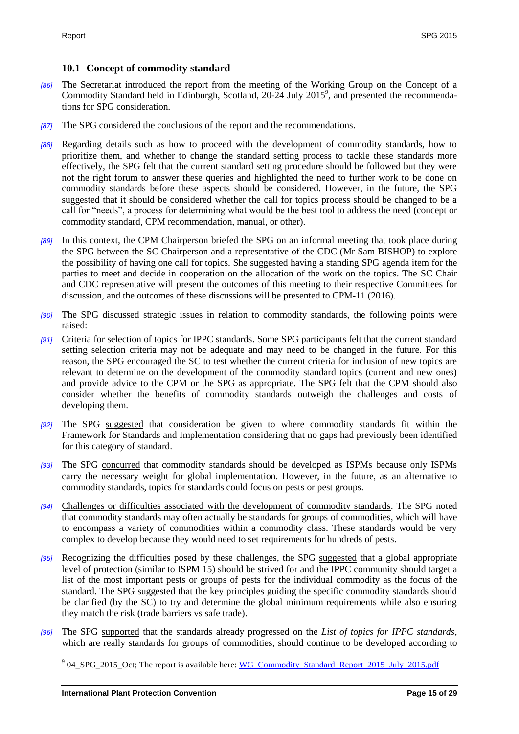### 10.1 Concept of commodity standard

[86] The Secretariat introduced the report from the meeting of the Working Group on the Concept of a Commodity Standard held in Edinburgh, Scotland, 20-24 July 2015[9], and presented the recommendations for SPG consideration.

[87] The SPG considered the conclusions of the report and the recommendations.

[88] Regarding details such as how to proceed with the development of commodity standards, how to prioritize them, and whether to change the standard setting process to tackle these standards more effectively, the SPG felt that the current standard setting procedure should be followed but they were not the right forum to answer these queries and highlighted the need to further work to be done on commodity standards before these aspects should be considered. However, in the future, the SPG suggested that it should be considered whether the call for topics process should be changed to be a call for "needs", a process for determining what would be the best tool to address the need (concept or commodity standard, CPM recommendation, manual, or other).

[89] In this context, the CPM Chairperson briefed the SPG on an informal meeting that took place during the SPG between the SC Chairperson and a representative of the CDC (Mr Sam BISHOP) to explore the possibility of having one call for topics. She suggested having a standing SPG agenda item for the parties to meet and decide in cooperation on the allocation of the work on the topics. The SC Chair and CDC representative will present the outcomes of this meeting to their respective Committees for discussion, and the outcomes of these discussions will be presented to CPM-11 (2016).

[90] The SPG discussed strategic issues in relation to commodity standards, the following points were raised:

[91] Criteria for selection of topics for IPPC standards. Some SPG participants felt that the current standard setting selection criteria may not be adequate and may need to be changed in the future. For this reason, the SPG encouraged the SC to test whether the current criteria for inclusion of new topics are relevant to determine on the development of the commodity standard topics (current and new ones) and provide advice to the CPM or the SPG as appropriate. The SPG felt that the CPM should also consider whether the benefits of commodity standards outweigh the challenges and costs of developing them.

[92] The SPG suggested that consideration be given to where commodity standards fit within the Framework for Standards and Implementation considering that no gaps had previously been identified for this category of standard.

[93] The SPG concurred that commodity standards should be developed as ISPMs because only ISPMs carry the necessary weight for global implementation. However, in the future, as an alternative to commodity standards, topics for standards could focus on pests or pest groups.

[94] Challenges or difficulties associated with the development of commodity standards. The SPG noted that commodity standards may often actually be standards for groups of commodities, which will have to encompass a variety of commodities within a commodity class. These standards would be very complex to develop because they would need to set requirements for hundreds of pests.

[95] Recognizing the difficulties posed by these challenges, the SPG suggested that a global appropriate level of protection (similar to ISPM 15) should be strived for and the IPPC community should target a list of the most important pests or groups of pests for the individual commodity as the focus of the standard. The SPG suggested that the key principles guiding the specific commodity standards should be clarified (by the SC) to try and determine the global minimum requirements while also ensuring they match the risk (trade barriers vs safe trade).

[96] The SPG supported that the standards already progressed on the *List of topics for IPPC standards*, which are really standards for groups of commodities, should continue to be developed according to

---

[9] 04_SPG_2015_Oct; The report is available here: WG_Commodity_Standard_Report_2015_July_2015.pdf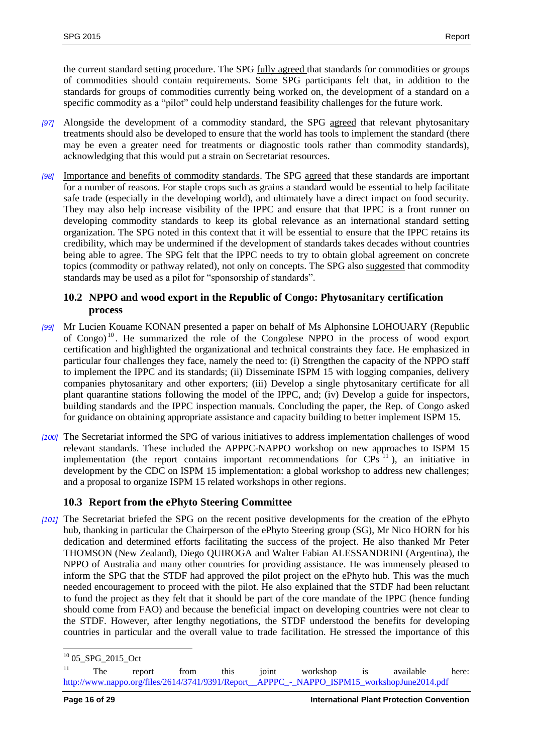the current standard setting procedure. The SPG fully agreed that standards for commodities or groups of commodities should contain requirements. Some SPG participants felt that, in addition to the standards for groups of commodities currently being worked on, the development of a standard on a specific commodity as a "pilot" could help understand feasibility challenges for the future work.

*[97]* Alongside the development of a commodity standard, the SPG agreed that relevant phytosanitary treatments should also be developed to ensure that the world has tools to implement the standard (there may be even a greater need for treatments or diagnostic tools rather than commodity standards), acknowledging that this would put a strain on Secretariat resources.

*[98]* Importance and benefits of commodity standards. The SPG agreed that these standards are important for a number of reasons. For staple crops such as grains a standard would be essential to help facilitate safe trade (especially in the developing world), and ultimately have a direct impact on food security. They may also help increase visibility of the IPPC and ensure that that IPPC is a front runner on developing commodity standards to keep its global relevance as an international standard setting organization. The SPG noted in this context that it will be essential to ensure that the IPPC retains its credibility, which may be undermined if the development of standards takes decades without countries being able to agree. The SPG felt that the IPPC needs to try to obtain global agreement on concrete topics (commodity or pathway related), not only on concepts. The SPG also suggested that commodity standards may be used as a pilot for "sponsorship of standards".

## 10.2 NPPO and wood export in the Republic of Congo: Phytosanitary certification process

*[99]* Mr Lucien Kouame KONAN presented a paper on behalf of Ms Alphonsine LOHOUARY (Republic of Congo)[10]. He summarized the role of the Congolese NPPO in the process of wood export certification and highlighted the organizational and technical constraints they face. He emphasized in particular four challenges they face, namely the need to: (i) Strengthen the capacity of the NPPO staff to implement the IPPC and its standards; (ii) Disseminate ISPM 15 with logging companies, delivery companies phytosanitary and other exporters; (iii) Develop a single phytosanitary certificate for all plant quarantine stations following the model of the IPPC, and; (iv) Develop a guide for inspectors, building standards and the IPPC inspection manuals. Concluding the paper, the Rep. of Congo asked for guidance on obtaining appropriate assistance and capacity building to better implement ISPM 15.

*[100]* The Secretariat informed the SPG of various initiatives to address implementation challenges of wood relevant standards. These included the APPPC-NAPPO workshop on new approaches to ISPM 15 implementation (the report contains important recommendations for CPs[11]), an initiative in development by the CDC on ISPM 15 implementation: a global workshop to address new challenges; and a proposal to organize ISPM 15 related workshops in other regions.

## 10.3 Report from the ePhyto Steering Committee

*[101]* The Secretariat briefed the SPG on the recent positive developments for the creation of the ePhyto hub, thanking in particular the Chairperson of the ePhyto Steering group (SG), Mr Nico HORN for his dedication and determined efforts facilitating the success of the project. He also thanked Mr Peter THOMSON (New Zealand), Diego QUIROGA and Walter Fabian ALESSANDRINI (Argentina), the NPPO of Australia and many other countries for providing assistance. He was immensely pleased to inform the SPG that the STDF had approved the pilot project on the ePhyto hub. This was the much needed encouragement to proceed with the pilot. He also explained that the STDF had been reluctant to fund the project as they felt that it should be part of the core mandate of the IPPC (hence funding should come from FAO) and because the beneficial impact on developing countries were not clear to the STDF. However, after lengthy negotiations, the STDF understood the benefits for developing countries in particular and the overall value to trade facilitation. He stressed the importance of this

---

[10] 05_SPG_2015_Oct

[11] The report from this joint workshop is available here: http://www.nappo.org/files/2614/3741/9391/Report__APPPC_-_NAPPO_ISPM15_workshopJune2014.pdf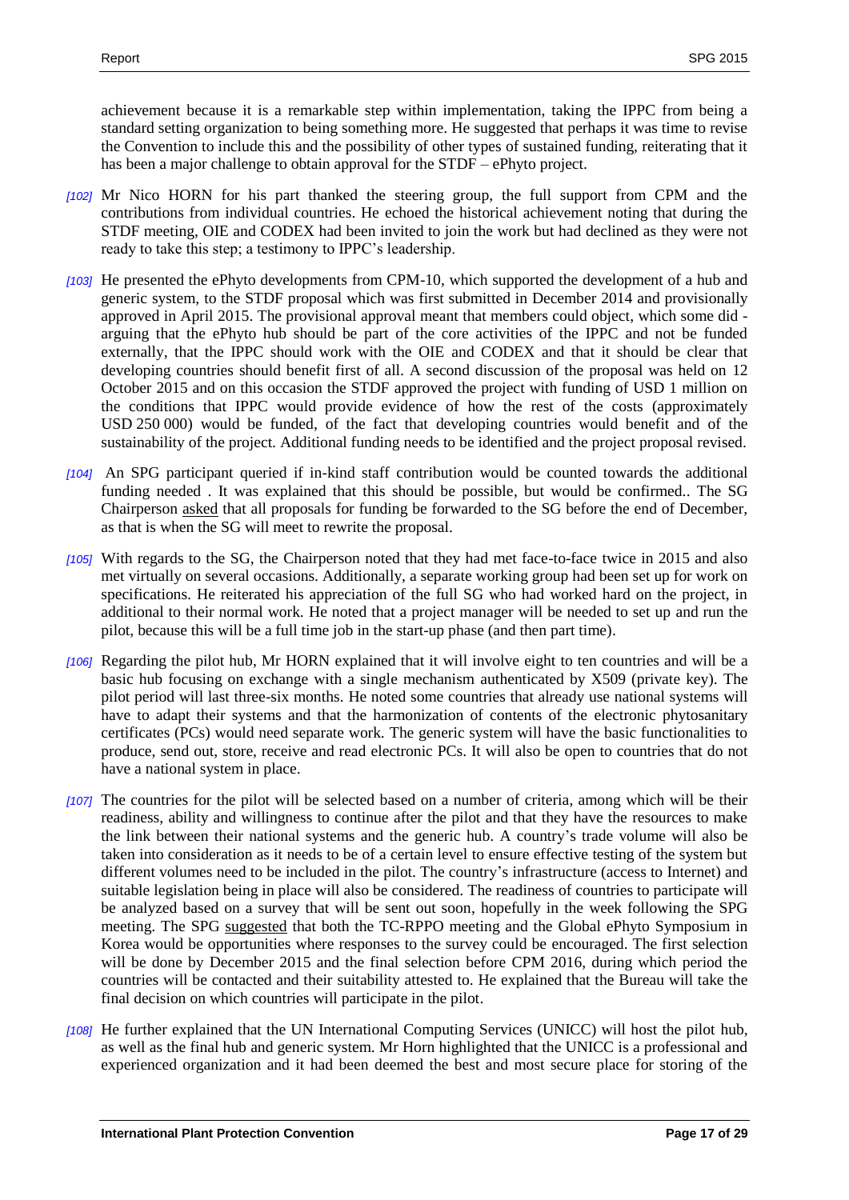achievement because it is a remarkable step within implementation, taking the IPPC from being a standard setting organization to being something more. He suggested that perhaps it was time to revise the Convention to include this and the possibility of other types of sustained funding, reiterating that it has been a major challenge to obtain approval for the STDF – ePhyto project.

*[102]* Mr Nico HORN for his part thanked the steering group, the full support from CPM and the contributions from individual countries. He echoed the historical achievement noting that during the STDF meeting, OIE and CODEX had been invited to join the work but had declined as they were not ready to take this step; a testimony to IPPC's leadership.

*[103]* He presented the ePhyto developments from CPM-10, which supported the development of a hub and generic system, to the STDF proposal which was first submitted in December 2014 and provisionally approved in April 2015. The provisional approval meant that members could object, which some did - arguing that the ePhyto hub should be part of the core activities of the IPPC and not be funded externally, that the IPPC should work with the OIE and CODEX and that it should be clear that developing countries should benefit first of all. A second discussion of the proposal was held on 12 October 2015 and on this occasion the STDF approved the project with funding of USD 1 million on the conditions that IPPC would provide evidence of how the rest of the costs (approximately USD 250 000) would be funded, of the fact that developing countries would benefit and of the sustainability of the project. Additional funding needs to be identified and the project proposal revised.

*[104]* An SPG participant queried if in-kind staff contribution would be counted towards the additional funding needed . It was explained that this should be possible, but would be confirmed.. The SG Chairperson asked that all proposals for funding be forwarded to the SG before the end of December, as that is when the SG will meet to rewrite the proposal.

*[105]* With regards to the SG, the Chairperson noted that they had met face-to-face twice in 2015 and also met virtually on several occasions. Additionally, a separate working group had been set up for work on specifications. He reiterated his appreciation of the full SG who had worked hard on the project, in additional to their normal work. He noted that a project manager will be needed to set up and run the pilot, because this will be a full time job in the start-up phase (and then part time).

*[106]* Regarding the pilot hub, Mr HORN explained that it will involve eight to ten countries and will be a basic hub focusing on exchange with a single mechanism authenticated by X509 (private key). The pilot period will last three-six months. He noted some countries that already use national systems will have to adapt their systems and that the harmonization of contents of the electronic phytosanitary certificates (PCs) would need separate work. The generic system will have the basic functionalities to produce, send out, store, receive and read electronic PCs. It will also be open to countries that do not have a national system in place.

*[107]* The countries for the pilot will be selected based on a number of criteria, among which will be their readiness, ability and willingness to continue after the pilot and that they have the resources to make the link between their national systems and the generic hub. A country's trade volume will also be taken into consideration as it needs to be of a certain level to ensure effective testing of the system but different volumes need to be included in the pilot. The country's infrastructure (access to Internet) and suitable legislation being in place will also be considered. The readiness of countries to participate will be analyzed based on a survey that will be sent out soon, hopefully in the week following the SPG meeting. The SPG suggested that both the TC-RPPO meeting and the Global ePhyto Symposium in Korea would be opportunities where responses to the survey could be encouraged. The first selection will be done by December 2015 and the final selection before CPM 2016, during which period the countries will be contacted and their suitability attested to. He explained that the Bureau will take the final decision on which countries will participate in the pilot.

*[108]* He further explained that the UN International Computing Services (UNICC) will host the pilot hub, as well as the final hub and generic system. Mr Horn highlighted that the UNICC is a professional and experienced organization and it had been deemed the best and most secure place for storing of the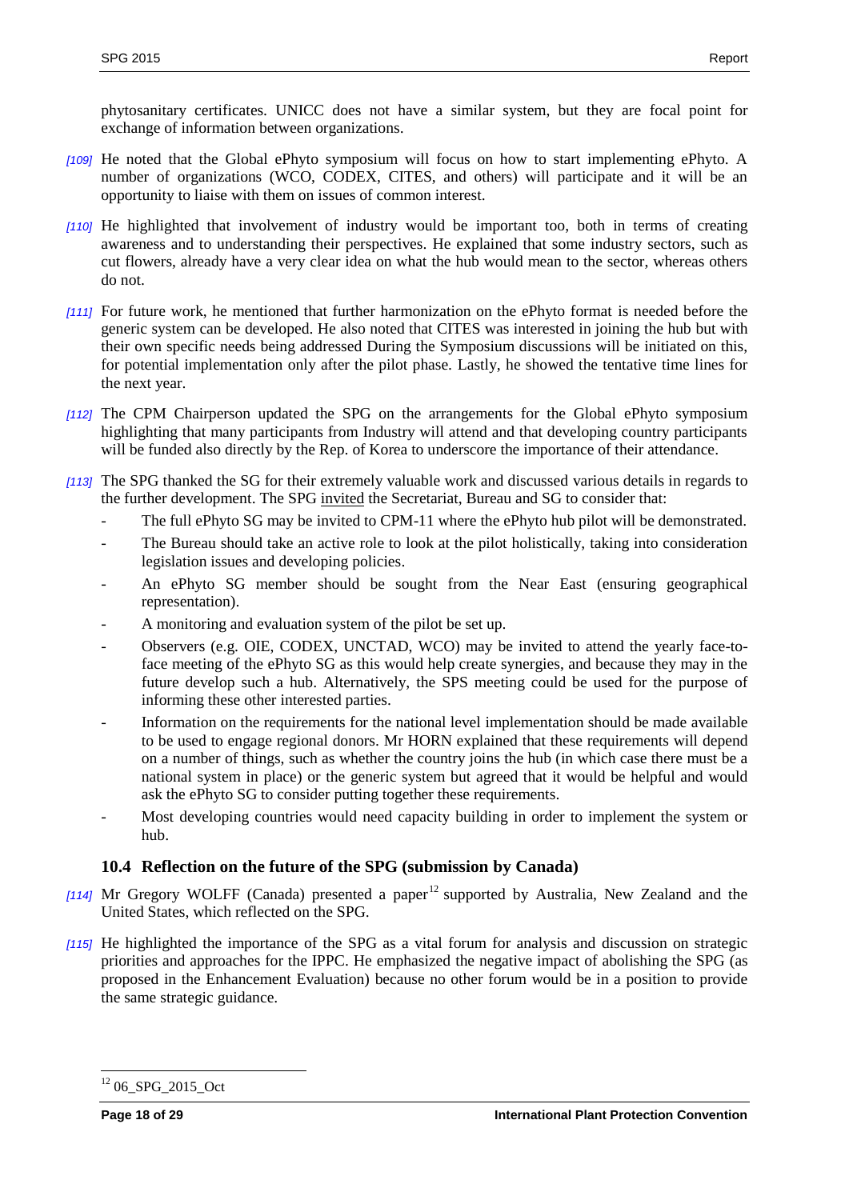phytosanitary certificates. UNICC does not have a similar system, but they are focal point for exchange of information between organizations.

*[109]* He noted that the Global ePhyto symposium will focus on how to start implementing ePhyto. A number of organizations (WCO, CODEX, CITES, and others) will participate and it will be an opportunity to liaise with them on issues of common interest.

*[110]* He highlighted that involvement of industry would be important too, both in terms of creating awareness and to understanding their perspectives. He explained that some industry sectors, such as cut flowers, already have a very clear idea on what the hub would mean to the sector, whereas others do not.

*[111]* For future work, he mentioned that further harmonization on the ePhyto format is needed before the generic system can be developed. He also noted that CITES was interested in joining the hub but with their own specific needs being addressed During the Symposium discussions will be initiated on this, for potential implementation only after the pilot phase. Lastly, he showed the tentative time lines for the next year.

*[112]* The CPM Chairperson updated the SPG on the arrangements for the Global ePhyto symposium highlighting that many participants from Industry will attend and that developing country participants will be funded also directly by the Rep. of Korea to underscore the importance of their attendance.

*[113]* The SPG thanked the SG for their extremely valuable work and discussed various details in regards to the further development. The SPG invited the Secretariat, Bureau and SG to consider that:

- The full ePhyto SG may be invited to CPM-11 where the ePhyto hub pilot will be demonstrated.
- The Bureau should take an active role to look at the pilot holistically, taking into consideration legislation issues and developing policies.
- An ePhyto SG member should be sought from the Near East (ensuring geographical representation).
- A monitoring and evaluation system of the pilot be set up.
- Observers (e.g. OIE, CODEX, UNCTAD, WCO) may be invited to attend the yearly face-to-face meeting of the ePhyto SG as this would help create synergies, and because they may in the future develop such a hub. Alternatively, the SPS meeting could be used for the purpose of informing these other interested parties.
- Information on the requirements for the national level implementation should be made available to be used to engage regional donors. Mr HORN explained that these requirements will depend on a number of things, such as whether the country joins the hub (in which case there must be a national system in place) or the generic system but agreed that it would be helpful and would ask the ePhyto SG to consider putting together these requirements.
- Most developing countries would need capacity building in order to implement the system or hub.

### 10.4 Reflection on the future of the SPG (submission by Canada)

*[114]* Mr Gregory WOLFF (Canada) presented a paper[12] supported by Australia, New Zealand and the United States, which reflected on the SPG.

*[115]* He highlighted the importance of the SPG as a vital forum for analysis and discussion on strategic priorities and approaches for the IPPC. He emphasized the negative impact of abolishing the SPG (as proposed in the Enhancement Evaluation) because no other forum would be in a position to provide the same strategic guidance.

[12] 06_SPG_2015_Oct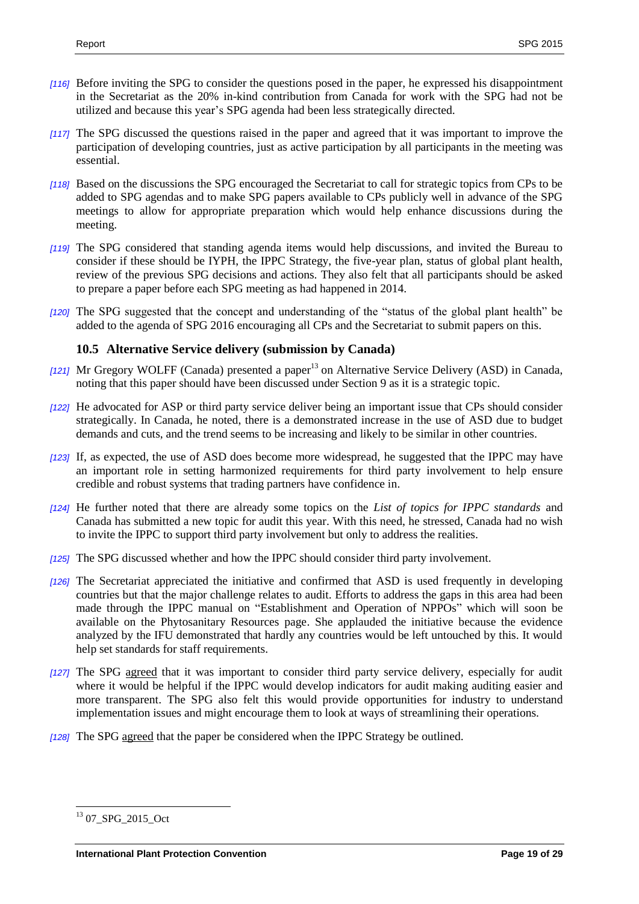*[116]* Before inviting the SPG to consider the questions posed in the paper, he expressed his disappointment in the Secretariat as the 20% in-kind contribution from Canada for work with the SPG had not be utilized and because this year's SPG agenda had been less strategically directed.

*[117]* The SPG discussed the questions raised in the paper and agreed that it was important to improve the participation of developing countries, just as active participation by all participants in the meeting was essential.

*[118]* Based on the discussions the SPG encouraged the Secretariat to call for strategic topics from CPs to be added to SPG agendas and to make SPG papers available to CPs publicly well in advance of the SPG meetings to allow for appropriate preparation which would help enhance discussions during the meeting.

*[119]* The SPG considered that standing agenda items would help discussions, and invited the Bureau to consider if these should be IYPH, the IPPC Strategy, the five-year plan, status of global plant health, review of the previous SPG decisions and actions. They also felt that all participants should be asked to prepare a paper before each SPG meeting as had happened in 2014.

*[120]* The SPG suggested that the concept and understanding of the "status of the global plant health" be added to the agenda of SPG 2016 encouraging all CPs and the Secretariat to submit papers on this.

### 10.5 Alternative Service delivery (submission by Canada)

*[121]* Mr Gregory WOLFF (Canada) presented a paper[13] on Alternative Service Delivery (ASD) in Canada, noting that this paper should have been discussed under Section 9 as it is a strategic topic.

*[122]* He advocated for ASP or third party service deliver being an important issue that CPs should consider strategically. In Canada, he noted, there is a demonstrated increase in the use of ASD due to budget demands and cuts, and the trend seems to be increasing and likely to be similar in other countries.

*[123]* If, as expected, the use of ASD does become more widespread, he suggested that the IPPC may have an important role in setting harmonized requirements for third party involvement to help ensure credible and robust systems that trading partners have confidence in.

*[124]* He further noted that there are already some topics on the *List of topics for IPPC standards* and Canada has submitted a new topic for audit this year. With this need, he stressed, Canada had no wish to invite the IPPC to support third party involvement but only to address the realities.

*[125]* The SPG discussed whether and how the IPPC should consider third party involvement.

*[126]* The Secretariat appreciated the initiative and confirmed that ASD is used frequently in developing countries but that the major challenge relates to audit. Efforts to address the gaps in this area had been made through the IPPC manual on "Establishment and Operation of NPPOs" which will soon be available on the Phytosanitary Resources page. She applauded the initiative because the evidence analyzed by the IFU demonstrated that hardly any countries would be left untouched by this. It would help set standards for staff requirements.

*[127]* The SPG agreed that it was important to consider third party service delivery, especially for audit where it would be helpful if the IPPC would develop indicators for audit making auditing easier and more transparent. The SPG also felt this would provide opportunities for industry to understand implementation issues and might encourage them to look at ways of streamlining their operations.

*[128]* The SPG agreed that the paper be considered when the IPPC Strategy be outlined.

---

[13] 07_SPG_2015_Oct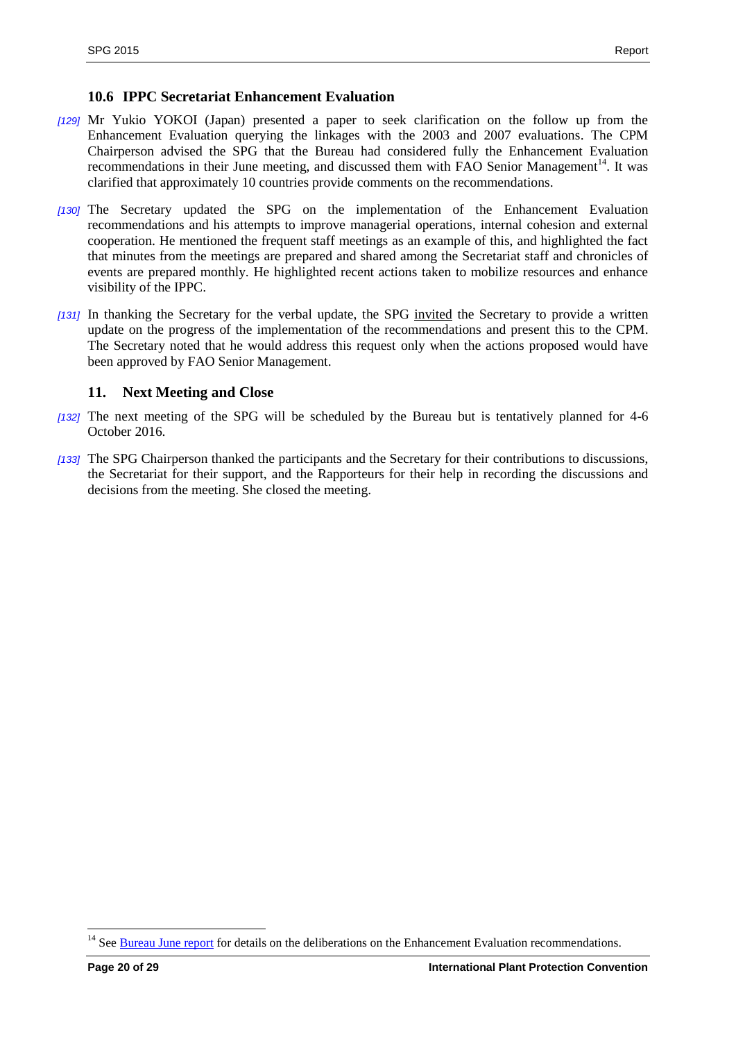### 10.6 IPPC Secretariat Enhancement Evaluation

*[129]* Mr Yukio YOKOI (Japan) presented a paper to seek clarification on the follow up from the Enhancement Evaluation querying the linkages with the 2003 and 2007 evaluations. The CPM Chairperson advised the SPG that the Bureau had considered fully the Enhancement Evaluation recommendations in their June meeting, and discussed them with FAO Senior Management[14]. It was clarified that approximately 10 countries provide comments on the recommendations.

*[130]* The Secretary updated the SPG on the implementation of the Enhancement Evaluation recommendations and his attempts to improve managerial operations, internal cohesion and external cooperation. He mentioned the frequent staff meetings as an example of this, and highlighted the fact that minutes from the meetings are prepared and shared among the Secretariat staff and chronicles of events are prepared monthly. He highlighted recent actions taken to mobilize resources and enhance visibility of the IPPC.

*[131]* In thanking the Secretary for the verbal update, the SPG invited the Secretary to provide a written update on the progress of the implementation of the recommendations and present this to the CPM. The Secretary noted that he would address this request only when the actions proposed would have been approved by FAO Senior Management.

## 11. Next Meeting and Close

*[132]* The next meeting of the SPG will be scheduled by the Bureau but is tentatively planned for 4-6 October 2016.

*[133]* The SPG Chairperson thanked the participants and the Secretary for their contributions to discussions, the Secretariat for their support, and the Rapporteurs for their help in recording the discussions and decisions from the meeting. She closed the meeting.

---

[14] See Bureau June report for details on the deliberations on the Enhancement Evaluation recommendations.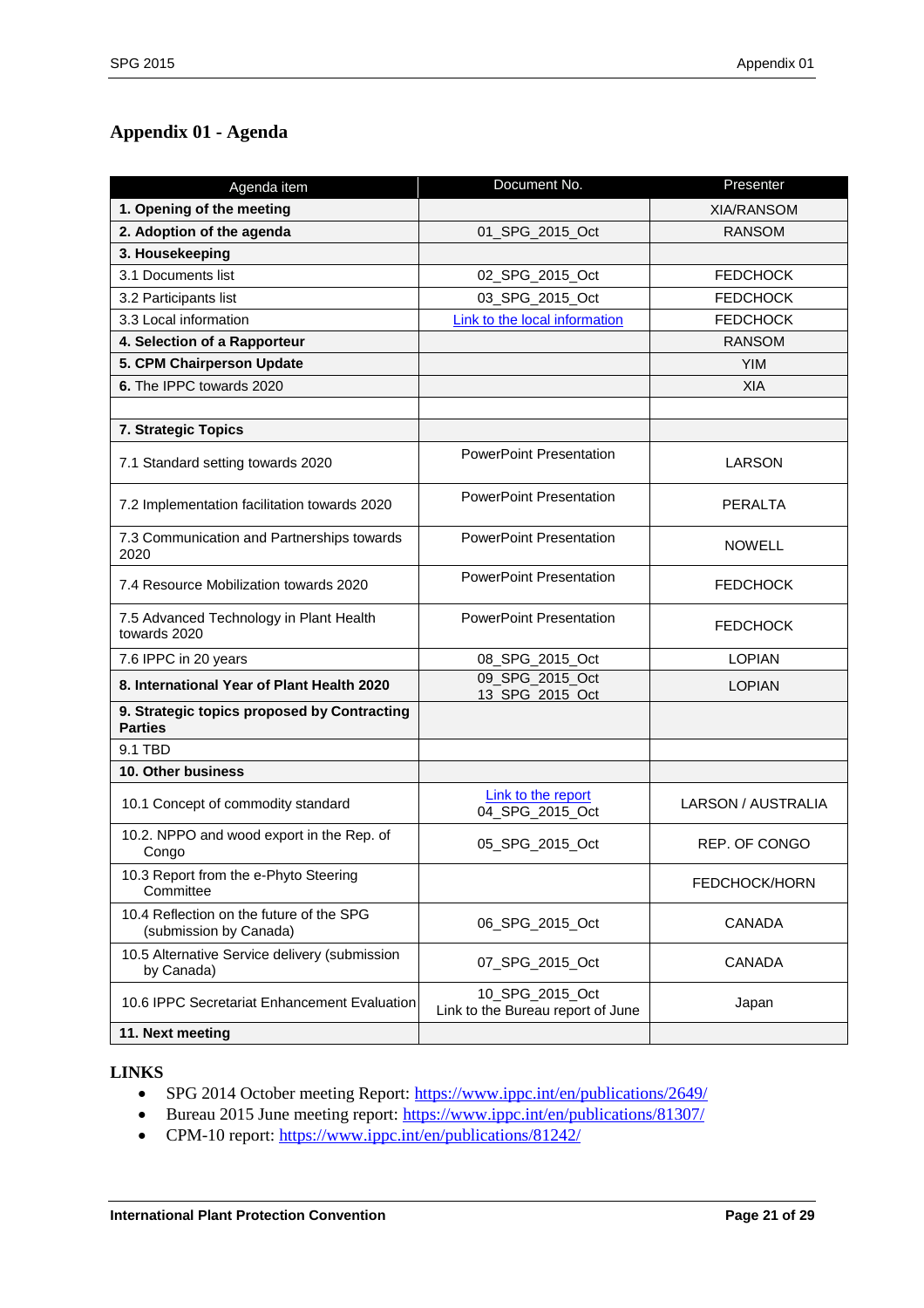## Appendix 01 - Agenda

| Agenda item | Document No. | Presenter |
|---|---|---|
| **1. Opening of the meeting** | | XIA/RANSOM |
| **2. Adoption of the agenda** | 01_SPG_2015_Oct | RANSOM |
| **3. Housekeeping** | | |
| 3.1 Documents list | 02_SPG_2015_Oct | FEDCHOCK |
| 3.2 Participants list | 03_SPG_2015_Oct | FEDCHOCK |
| 3.3 Local information | Link to the local information | FEDCHOCK |
| **4. Selection of a Rapporteur** | | RANSOM |
| **5. CPM Chairperson Update** | | YIM |
| **6.** The IPPC towards 2020 | | XIA |
| | | |
| **7. Strategic Topics** | | |
| 7.1 Standard setting towards 2020 | PowerPoint Presentation | LARSON |
| 7.2 Implementation facilitation towards 2020 | PowerPoint Presentation | PERALTA |
| 7.3 Communication and Partnerships towards 2020 | PowerPoint Presentation | NOWELL |
| 7.4 Resource Mobilization towards 2020 | PowerPoint Presentation | FEDCHOCK |
| 7.5 Advanced Technology in Plant Health towards 2020 | PowerPoint Presentation | FEDCHOCK |
| 7.6 IPPC in 20 years | 08_SPG_2015_Oct | LOPIAN |
| **8. International Year of Plant Health 2020** | 09_SPG_2015_Oct<br>13_SPG_2015_Oct | LOPIAN |
| **9. Strategic topics proposed by Contracting Parties** | | |
| 9.1 TBD | | |
| **10. Other business** | | |
| 10.1 Concept of commodity standard | Link to the report<br>04_SPG_2015_Oct | LARSON / AUSTRALIA |
| 10.2. NPPO and wood export in the Rep. of Congo | 05_SPG_2015_Oct | REP. OF CONGO |
| 10.3 Report from the e-Phyto Steering Committee | | FEDCHOCK/HORN |
| 10.4 Reflection on the future of the SPG (submission by Canada) | 06_SPG_2015_Oct | CANADA |
| 10.5 Alternative Service delivery (submission by Canada) | 07_SPG_2015_Oct | CANADA |
| 10.6 IPPC Secretariat Enhancement Evaluation | 10_SPG_2015_Oct<br>Link to the Bureau report of June | Japan |
| **11. Next meeting** | | |

**LINKS**

- SPG 2014 October meeting Report: https://www.ippc.int/en/publications/2649/
- Bureau 2015 June meeting report: https://www.ippc.int/en/publications/81307/
- CPM-10 report: https://www.ippc.int/en/publications/81242/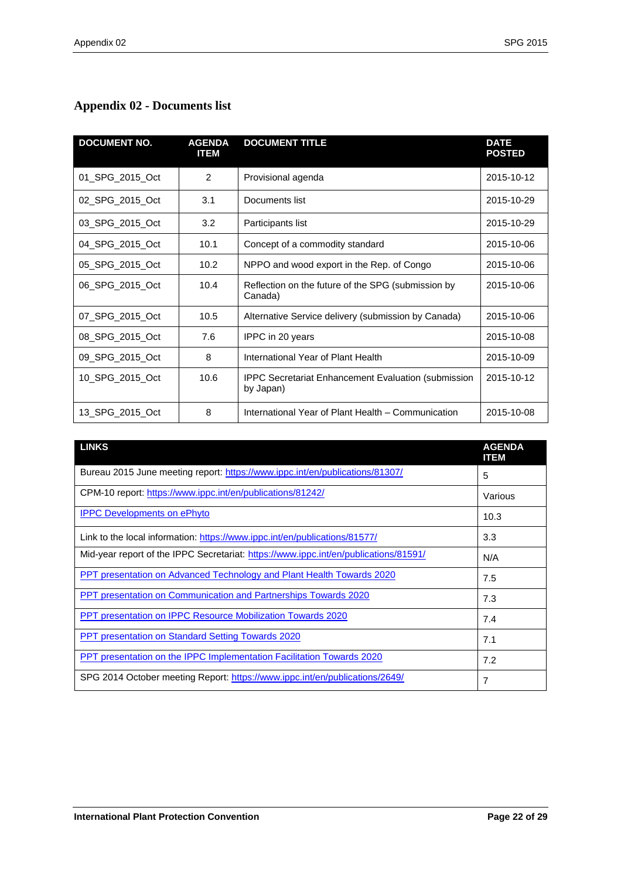# Appendix 02 - Documents list

| DOCUMENT NO. | AGENDA ITEM | DOCUMENT TITLE | DATE POSTED |
|---|---|---|---|
| 01_SPG_2015_Oct | 2 | Provisional agenda | 2015-10-12 |
| 02_SPG_2015_Oct | 3.1 | Documents list | 2015-10-29 |
| 03_SPG_2015_Oct | 3.2 | Participants list | 2015-10-29 |
| 04_SPG_2015_Oct | 10.1 | Concept of a commodity standard | 2015-10-06 |
| 05_SPG_2015_Oct | 10.2 | NPPO and wood export in the Rep. of Congo | 2015-10-06 |
| 06_SPG_2015_Oct | 10.4 | Reflection on the future of the SPG (submission by Canada) | 2015-10-06 |
| 07_SPG_2015_Oct | 10.5 | Alternative Service delivery (submission by Canada) | 2015-10-06 |
| 08_SPG_2015_Oct | 7.6 | IPPC in 20 years | 2015-10-08 |
| 09_SPG_2015_Oct | 8 | International Year of Plant Health | 2015-10-09 |
| 10_SPG_2015_Oct | 10.6 | IPPC Secretariat Enhancement Evaluation (submission by Japan) | 2015-10-12 |
| 13_SPG_2015_Oct | 8 | International Year of Plant Health – Communication | 2015-10-08 |

| LINKS | AGENDA ITEM |
|---|---|
| Bureau 2015 June meeting report: https://www.ippc.int/en/publications/81307/ | 5 |
| CPM-10 report: https://www.ippc.int/en/publications/81242/ | Various |
| IPPC Developments on ePhyto | 10.3 |
| Link to the local information: https://www.ippc.int/en/publications/81577/ | 3.3 |
| Mid-year report of the IPPC Secretariat: https://www.ippc.int/en/publications/81591/ | N/A |
| PPT presentation on Advanced Technology and Plant Health Towards 2020 | 7.5 |
| PPT presentation on Communication and Partnerships Towards 2020 | 7.3 |
| PPT presentation on IPPC Resource Mobilization Towards 2020 | 7.4 |
| PPT presentation on Standard Setting Towards 2020 | 7.1 |
| PPT presentation on the IPPC Implementation Facilitation Towards 2020 | 7.2 |
| SPG 2014 October meeting Report: https://www.ippc.int/en/publications/2649/ | 7 |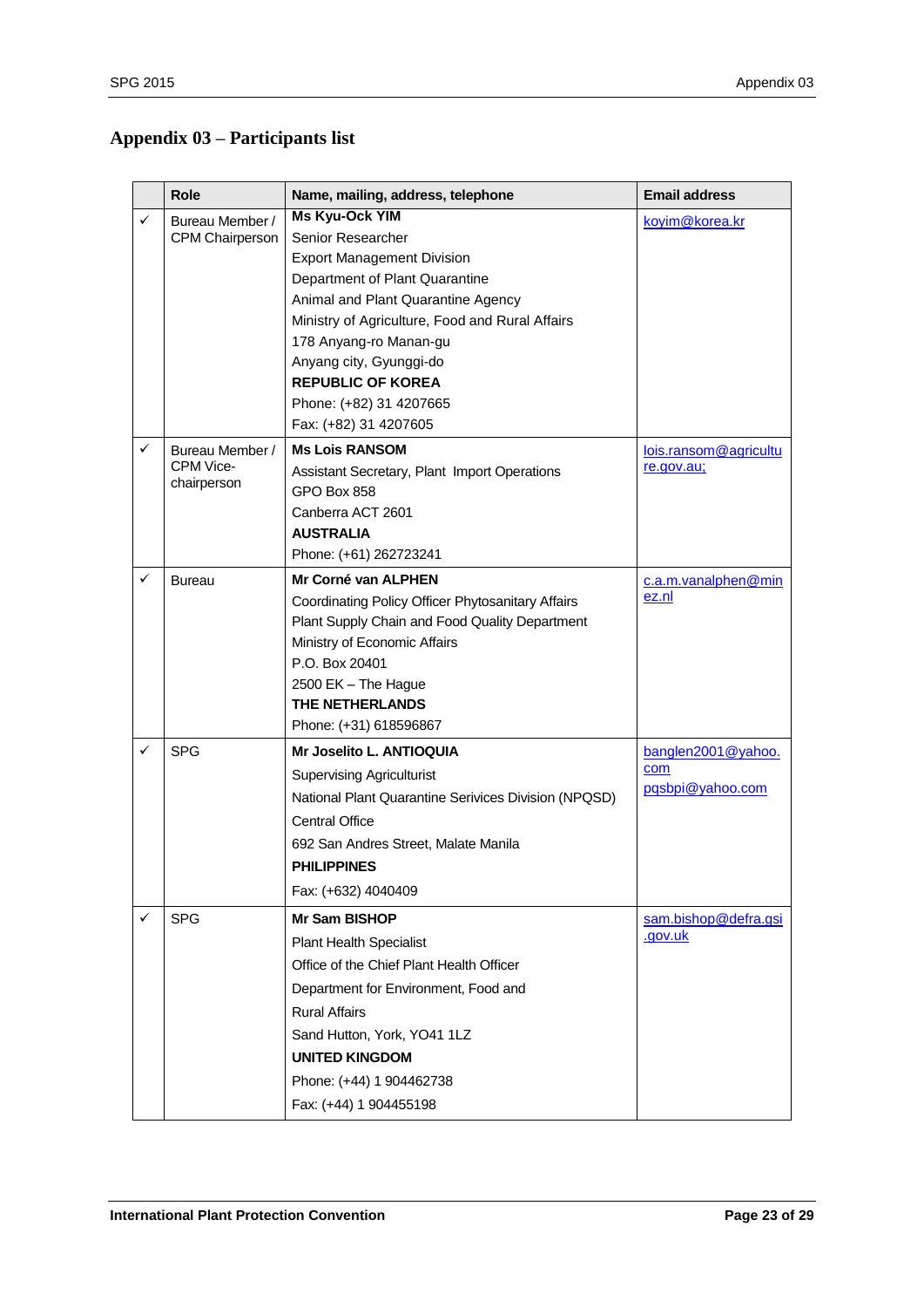## Appendix 03 – Participants list

| | Role | Name, mailing, address, telephone | Email address |
|---|---|---|---|
| ✓ | Bureau Member / CPM Chairperson | **Ms Kyu-Ock YIM**<br>Senior Researcher<br>Export Management Division<br>Department of Plant Quarantine<br>Animal and Plant Quarantine Agency<br>Ministry of Agriculture, Food and Rural Affairs<br>178 Anyang-ro Manan-gu<br>Anyang city, Gyunggi-do<br>**REPUBLIC OF KOREA**<br>Phone: (+82) 31 4207665<br>Fax: (+82) 31 4207605 | koyim@korea.kr |
| ✓ | Bureau Member / CPM Vice-chairperson | **Ms Lois RANSOM**<br>Assistant Secretary, Plant Import Operations<br>GPO Box 858<br>Canberra ACT 2601<br>**AUSTRALIA**<br>Phone: (+61) 262723241 | lois.ransom@agriculture.gov.au; |
| ✓ | Bureau | **Mr Corné van ALPHEN**<br>Coordinating Policy Officer Phytosanitary Affairs<br>Plant Supply Chain and Food Quality Department<br>Ministry of Economic Affairs<br>P.O. Box 20401<br>2500 EK – The Hague<br>**THE NETHERLANDS**<br>Phone: (+31) 618596867 | c.a.m.vanalphen@minez.nl |
| ✓ | SPG | **Mr Joselito L. ANTIOQUIA**<br>Supervising Agriculturist<br>National Plant Quarantine Serivices Division (NPQSD)<br>Central Office<br>692 San Andres Street, Malate Manila<br>**PHILIPPINES**<br>Fax: (+632) 4040409 | banglen2001@yahoo.com<br>pqsbpi@yahoo.com |
| ✓ | SPG | **Mr Sam BISHOP**<br>Plant Health Specialist<br>Office of the Chief Plant Health Officer<br>Department for Environment, Food and Rural Affairs<br>Sand Hutton, York, YO41 1LZ<br>**UNITED KINGDOM**<br>Phone: (+44) 1 904462738<br>Fax: (+44) 1 904455198 | sam.bishop@defra.gsi.gov.uk |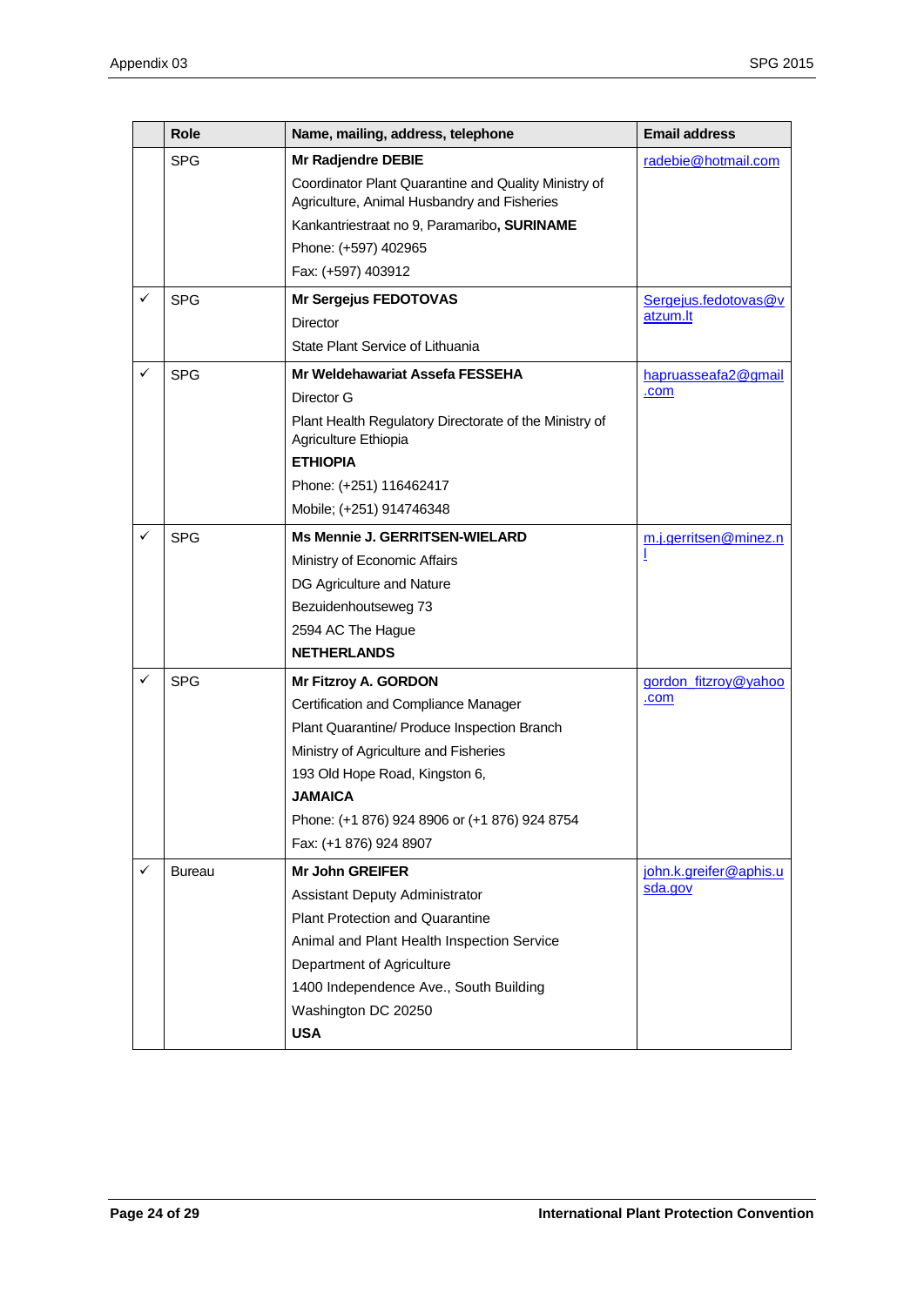| | Role | Name, mailing, address, telephone | Email address |
|---|---|---|---|
| | SPG | **Mr Radjendre DEBIE**<br>Coordinator Plant Quarantine and Quality Ministry of Agriculture, Animal Husbandry and Fisheries<br>Kankantriestraat no 9, Paramaribo, **SURINAME**<br>Phone: (+597) 402965<br>Fax: (+597) 403912 | radebie@hotmail.com |
| ✓ | SPG | **Mr Sergejus FEDOTOVAS**<br>Director<br>State Plant Service of Lithuania | Sergejus.fedotovas@vatzum.lt |
| ✓ | SPG | **Mr Weldehawariat Assefa FESSEHA**<br>Director G<br>Plant Health Regulatory Directorate of the Ministry of Agriculture Ethiopia<br>**ETHIOPIA**<br>Phone: (+251) 116462417<br>Mobile; (+251) 914746348 | hapruasseafa2@gmail.com |
| ✓ | SPG | **Ms Mennie J. GERRITSEN-WIELARD**<br>Ministry of Economic Affairs<br>DG Agriculture and Nature<br>Bezuidenhoutseweg 73<br>2594 AC The Hague<br>**NETHERLANDS** | m.j.gerritsen@minez.nl |
| ✓ | SPG | **Mr Fitzroy A. GORDON**<br>Certification and Compliance Manager<br>Plant Quarantine/ Produce Inspection Branch<br>Ministry of Agriculture and Fisheries<br>193 Old Hope Road, Kingston 6,<br>**JAMAICA**<br>Phone: (+1 876) 924 8906 or (+1 876) 924 8754<br>Fax: (+1 876) 924 8907 | gordon_fitzroy@yahoo.com |
| ✓ | Bureau | **Mr John GREIFER**<br>Assistant Deputy Administrator<br>Plant Protection and Quarantine<br>Animal and Plant Health Inspection Service<br>Department of Agriculture<br>1400 Independence Ave., South Building<br>Washington DC 20250<br>**USA** | john.k.greifer@aphis.usda.gov |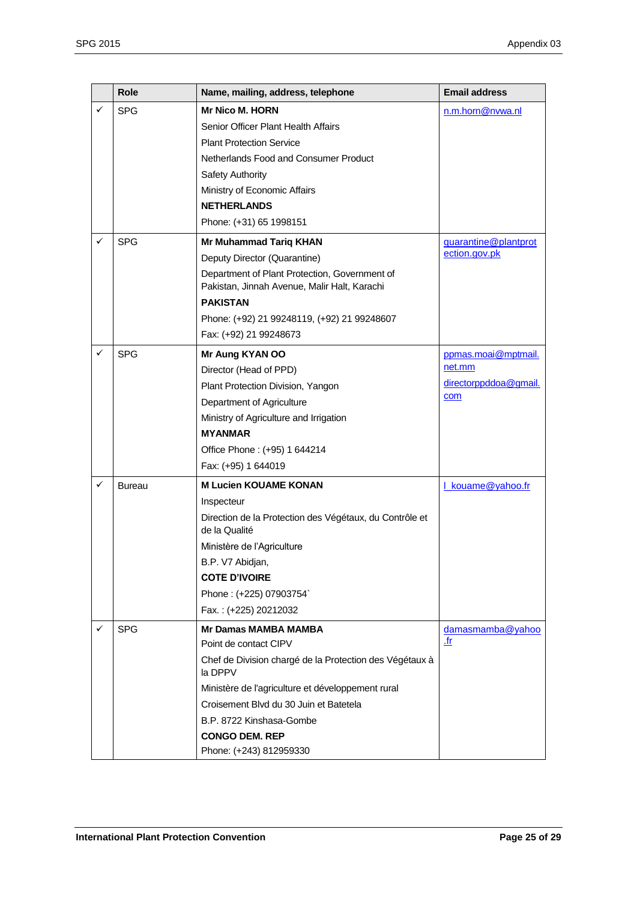| | Role | Name, mailing, address, telephone | Email address |
|---|---|---|---|
| ✓ | SPG | **Mr Nico M. HORN**<br>Senior Officer Plant Health Affairs<br>Plant Protection Service<br>Netherlands Food and Consumer Product<br>Safety Authority<br>Ministry of Economic Affairs<br>**NETHERLANDS**<br>Phone: (+31) 65 1998151 | n.m.horn@nvwa.nl |
| ✓ | SPG | **Mr Muhammad Tariq KHAN**<br>Deputy Director (Quarantine)<br>Department of Plant Protection, Government of Pakistan, Jinnah Avenue, Malir Halt, Karachi<br>**PAKISTAN**<br>Phone: (+92) 21 99248119, (+92) 21 99248607<br>Fax: (+92) 21 99248673 | quarantine@plantprotection.gov.pk |
| ✓ | SPG | **Mr Aung KYAN OO**<br>Director (Head of PPD)<br>Plant Protection Division, Yangon<br>Department of Agriculture<br>Ministry of Agriculture and Irrigation<br>**MYANMAR**<br>Office Phone : (+95) 1 644214<br>Fax: (+95) 1 644019 | ppmas.moai@mptmail.net.mm<br>directorppddoa@gmail.com |
| ✓ | Bureau | **M Lucien KOUAME KONAN**<br>Inspecteur<br>Direction de la Protection des Végétaux, du Contrôle et de la Qualité<br>Ministère de l'Agriculture<br>B.P. V7 Abidjan,<br>**COTE D'IVOIRE**<br>Phone : (+225) 07903754`<br>Fax. : (+225) 20212032 | l_kouame@yahoo.fr |
| ✓ | SPG | **Mr Damas MAMBA MAMBA**<br>Point de contact CIPV<br>Chef de Division chargé de la Protection des Végétaux à la DPPV<br>Ministère de l'agriculture et développement rural<br>Croisement Blvd du 30 Juin et Batetela<br>B.P. 8722 Kinshasa-Gombe<br>**CONGO DEM. REP**<br>Phone: (+243) 812959330 | damasmamba@yahoo.fr |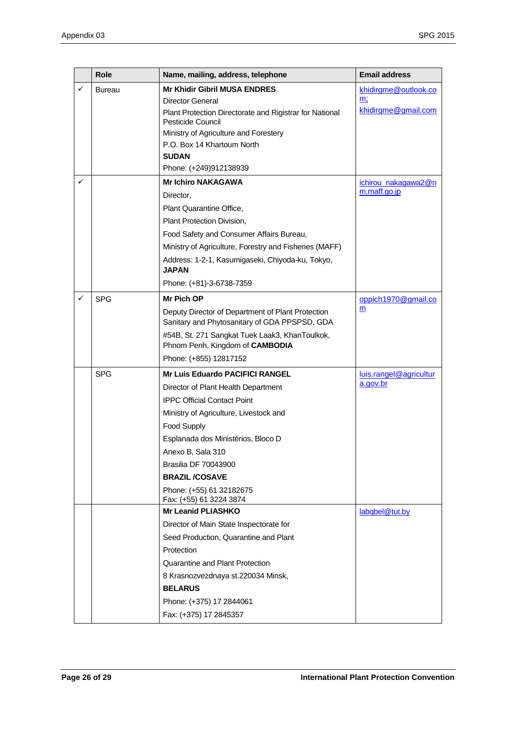| | Role | Name, mailing, address, telephone | Email address |
|---|---|---|---|
| ✓ | Bureau | **Mr Khidir Gibril MUSA ENDRES**<br>Director General<br>Plant Protection Directorate and Rigistrar for National Pesticide Council<br>Ministry of Agriculture and Forestery<br>P.O. Box 14 Khartoum North<br>**SUDAN**<br>Phone: (+249)912138939 | khidirgme@outlook.com;<br>khidirgme@gmail.com |
| ✓ | | **Mr Ichiro NAKAGAWA**<br>Director,<br>Plant Quarantine Office,<br>Plant Protection Division,<br>Food Safety and Consumer Affairs Bureau,<br>Ministry of Agriculture, Forestry and Fisheries (MAFF)<br>Address: 1-2-1, Kasumigaseki, Chiyoda-ku, Tokyo, **JAPAN**<br>Phone: (+81)-3-6738-7359 | ichirou_nakagawa2@nm.maff.go.jp |
| ✓ | SPG | **Mr Pich OP**<br>Deputy Director of Department of Plant Protection Sanitary and Phytosanitary of GDA PPSPSD, GDA<br>#54B, St. 271 Sangkat Tuek Laak3, KhanToulkok, Phnom Penh, Kingdom of **CAMBODIA**<br>Phone: (+855) 12817152 | oppich1970@gmail.com |
| | SPG | **Mr Luis Eduardo PACIFICI RANGEL**<br>Director of Plant Health Department<br>IPPC Official Contact Point<br>Ministry of Agriculture, Livestock and<br>Food Supply<br>Esplanada dos Ministérios, Bloco D<br>Anexo B, Sala 310<br>Brasilia DF 70043900<br>**BRAZIL /COSAVE**<br>Phone: (+55) 61 32182675<br>Fax: (+55) 61 3224 3874 | luis.rangel@agricultura.gov.br |
| | | **Mr Leanid PLIASHKO**<br>Director of Main State Inspectorate for<br>Seed Production, Quarantine and Plant<br>Protection<br>Quarantine and Plant Protection<br>8 Krasnozvezdnaya st.220034 Minsk,<br>**BELARUS**<br>Phone: (+375) 17 2844061<br>Fax: (+375) 17 2845357 | labqbel@tut.by |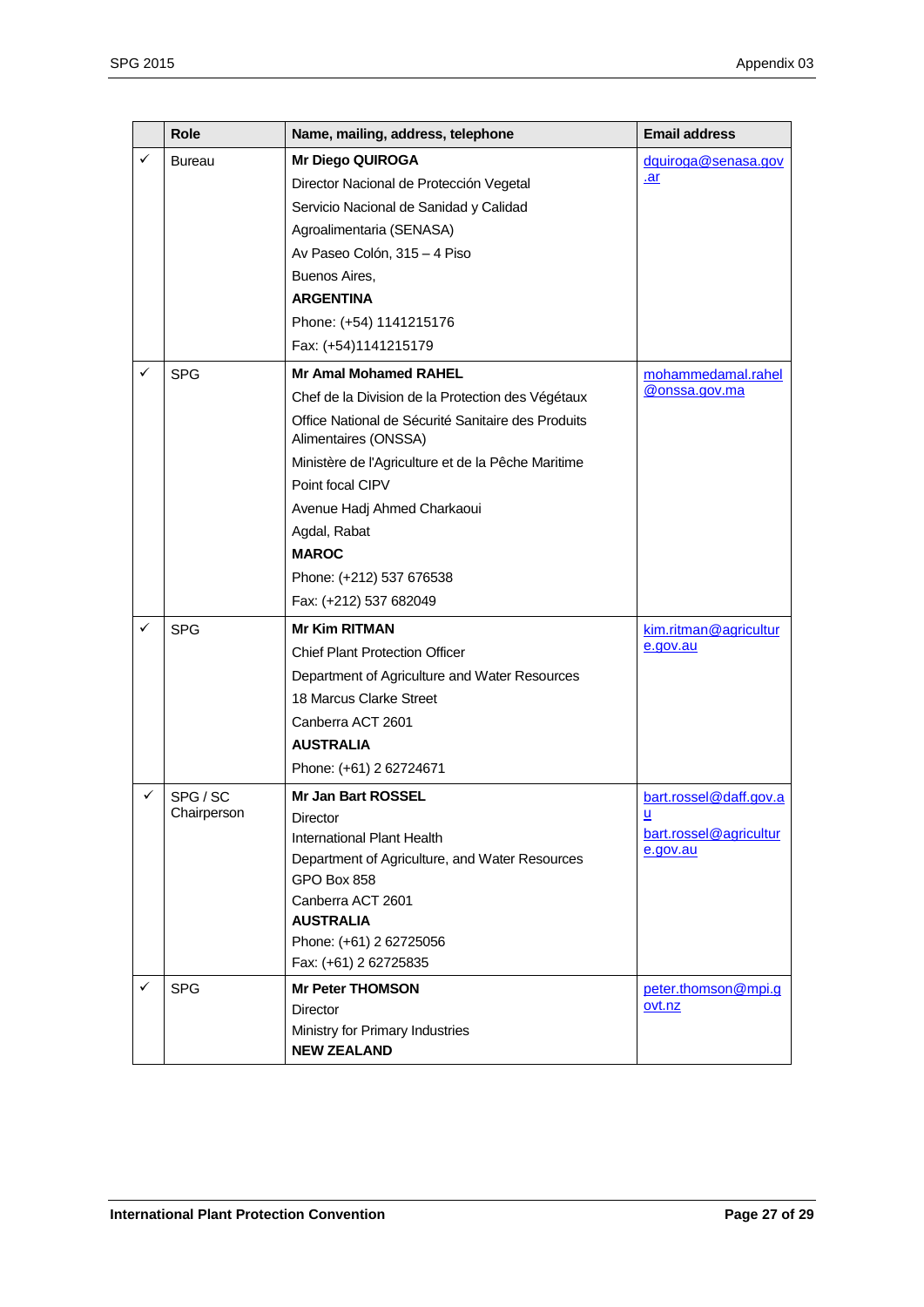| | Role | Name, mailing, address, telephone | Email address |
|---|---|---|---|
| ✓ | Bureau | **Mr Diego QUIROGA**<br>Director Nacional de Protección Vegetal<br>Servicio Nacional de Sanidad y Calidad<br>Agroalimentaria (SENASA)<br>Av Paseo Colón, 315 – 4 Piso<br>Buenos Aires,<br>**ARGENTINA**<br>Phone: (+54) 1141215176<br>Fax: (+54)1141215179 | dquiroga@senasa.gov.ar |
| ✓ | SPG | **Mr Amal Mohamed RAHEL**<br>Chef de la Division de la Protection des Végétaux<br>Office National de Sécurité Sanitaire des Produits Alimentaires (ONSSA)<br>Ministère de l'Agriculture et de la Pêche Maritime<br>Point focal CIPV<br>Avenue Hadj Ahmed Charkaoui<br>Agdal, Rabat<br>**MAROC**<br>Phone: (+212) 537 676538<br>Fax: (+212) 537 682049 | mohammedamal.rahel@onssa.gov.ma |
| ✓ | SPG | **Mr Kim RITMAN**<br>Chief Plant Protection Officer<br>Department of Agriculture and Water Resources<br>18 Marcus Clarke Street<br>Canberra ACT 2601<br>**AUSTRALIA**<br>Phone: (+61) 2 62724671 | kim.ritman@agriculture.gov.au |
| ✓ | SPG / SC Chairperson | **Mr Jan Bart ROSSEL**<br>Director<br>International Plant Health<br>Department of Agriculture, and Water Resources<br>GPO Box 858<br>Canberra ACT 2601<br>**AUSTRALIA**<br>Phone: (+61) 2 62725056<br>Fax: (+61) 2 62725835 | bart.rossel@daff.gov.au<br>bart.rossel@agriculture.gov.au |
| ✓ | SPG | **Mr Peter THOMSON**<br>Director<br>Ministry for Primary Industries<br>**NEW ZEALAND** | peter.thomson@mpi.govt.nz |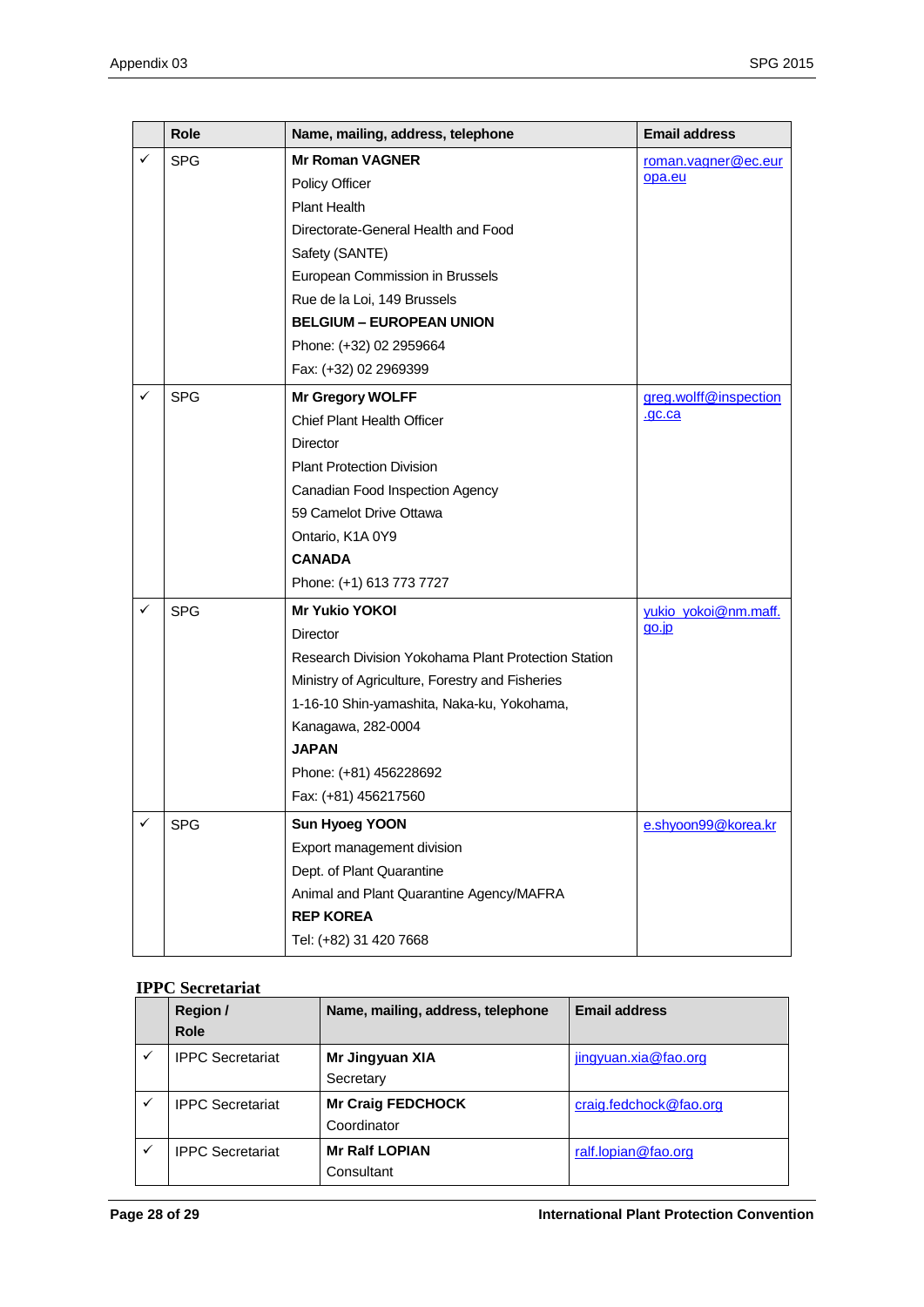|  | Role | Name, mailing, address, telephone | Email address |
|---|---|---|---|
| ✓ | SPG | **Mr Roman VAGNER**<br>Policy Officer<br>Plant Health<br>Directorate-General Health and Food<br>Safety (SANTE)<br>European Commission in Brussels<br>Rue de la Loi, 149 Brussels<br>**BELGIUM – EUROPEAN UNION**<br>Phone: (+32) 02 2959664<br>Fax: (+32) 02 2969399 | roman.vagner@ec.europa.eu |
| ✓ | SPG | **Mr Gregory WOLFF**<br>Chief Plant Health Officer<br>Director<br>Plant Protection Division<br>Canadian Food Inspection Agency<br>59 Camelot Drive Ottawa<br>Ontario, K1A 0Y9<br>**CANADA**<br>Phone: (+1) 613 773 7727 | greg.wolff@inspection.gc.ca |
| ✓ | SPG | **Mr Yukio YOKOI**<br>Director<br>Research Division Yokohama Plant Protection Station<br>Ministry of Agriculture, Forestry and Fisheries<br>1-16-10 Shin-yamashita, Naka-ku, Yokohama,<br>Kanagawa, 282-0004<br>**JAPAN**<br>Phone: (+81) 456228692<br>Fax: (+81) 456217560 | yukio_yokoi@nm.maff.go.jp |
| ✓ | SPG | **Sun Hyoeg YOON**<br>Export management division<br>Dept. of Plant Quarantine<br>Animal and Plant Quarantine Agency/MAFRA<br>**REP KOREA**<br>Tel: (+82) 31 420 7668 | e.shyoon99@korea.kr |

**IPPC Secretariat**

|  | Region / Role | Name, mailing, address, telephone | Email address |
|---|---|---|---|
| ✓ | IPPC Secretariat | **Mr Jingyuan XIA**<br>Secretary | jingyuan.xia@fao.org |
| ✓ | IPPC Secretariat | **Mr Craig FEDCHOCK**<br>Coordinator | craig.fedchock@fao.org |
| ✓ | IPPC Secretariat | **Mr Ralf LOPIAN**<br>Consultant | ralf.lopian@fao.org |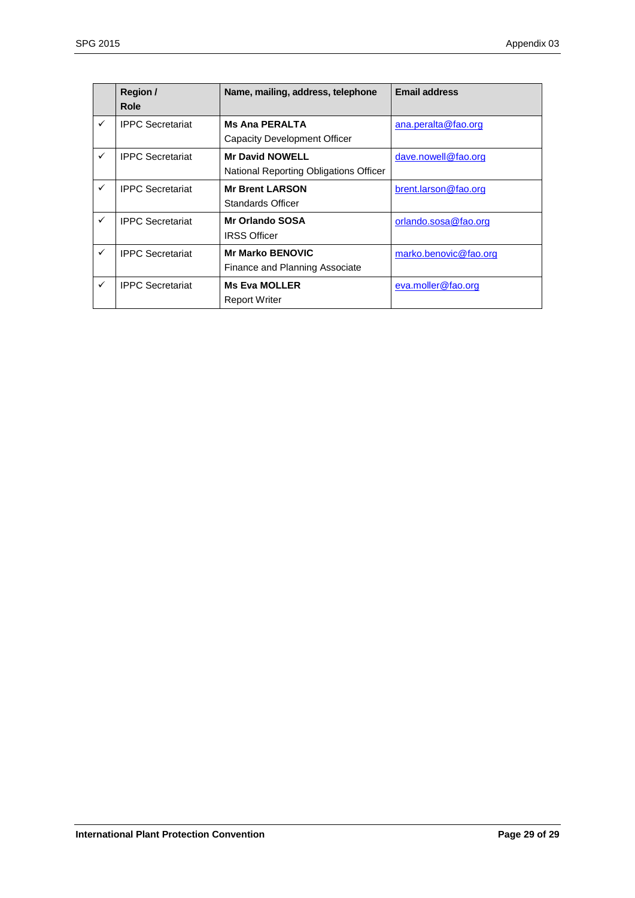| | Region / Role | Name, mailing, address, telephone | Email address |
|---|---|---|---|
| ✓ | IPPC Secretariat | **Ms Ana PERALTA**<br>Capacity Development Officer | ana.peralta@fao.org |
| ✓ | IPPC Secretariat | **Mr David NOWELL**<br>National Reporting Obligations Officer | dave.nowell@fao.org |
| ✓ | IPPC Secretariat | **Mr Brent LARSON**<br>Standards Officer | brent.larson@fao.org |
| ✓ | IPPC Secretariat | **Mr Orlando SOSA**<br>IRSS Officer | orlando.sosa@fao.org |
| ✓ | IPPC Secretariat | **Mr Marko BENOVIC**<br>Finance and Planning Associate | marko.benovic@fao.org |
| ✓ | IPPC Secretariat | **Ms Eva MOLLER**<br>Report Writer | eva.moller@fao.org |